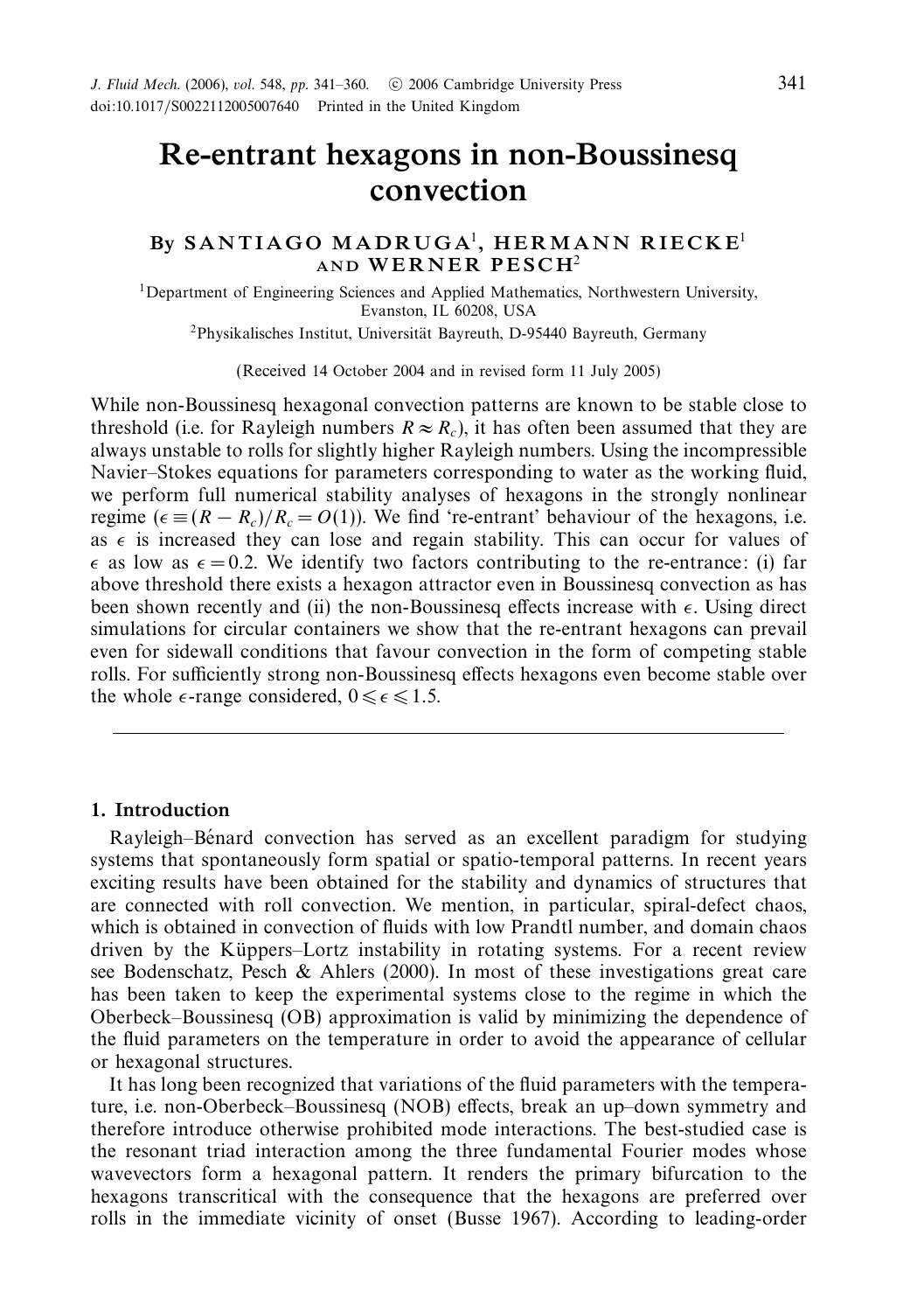# Re-entrant hexagons in non-Boussinesq convection

By **SANTIAGO MADRUGA**[1], **HERMANN RIECKE**[1] AND **WERNER PESCH**[2]

[1]Department of Engineering Sciences and Applied Mathematics, Northwestern University, Evanston, IL 60208, USA

[2]Physikalisches Institut, Universität Bayreuth, D-95440 Bayreuth, Germany

(Received 14 October 2004 and in revised form 11 July 2005)

While non-Boussinesq hexagonal convection patterns are known to be stable close to threshold (i.e. for Rayleigh numbers $R \approx R_c$), it has often been assumed that they are always unstable to rolls for slightly higher Rayleigh numbers. Using the incompressible Navier–Stokes equations for parameters corresponding to water as the working fluid, we perform full numerical stability analyses of hexagons in the strongly nonlinear regime ($\epsilon \equiv (R - R_c)/R_c = O(1)$). We find 're-entrant' behaviour of the hexagons, i.e. as $\epsilon$ is increased they can lose and regain stability. This can occur for values of $\epsilon$ as low as $\epsilon = 0.2$. We identify two factors contributing to the re-entrance: (i) far above threshold there exists a hexagon attractor even in Boussinesq convection as has been shown recently and (ii) the non-Boussinesq effects increase with $\epsilon$. Using direct simulations for circular containers we show that the re-entrant hexagons can prevail even for sidewall conditions that favour convection in the form of competing stable rolls. For sufficiently strong non-Boussinesq effects hexagons even become stable over the whole $\epsilon$-range considered, $0 \leqslant \epsilon \leqslant 1.5$.

## 1. Introduction

Rayleigh–Bénard convection has served as an excellent paradigm for studying systems that spontaneously form spatial or spatio-temporal patterns. In recent years exciting results have been obtained for the stability and dynamics of structures that are connected with roll convection. We mention, in particular, spiral-defect chaos, which is obtained in convection of fluids with low Prandtl number, and domain chaos driven by the Küppers–Lortz instability in rotating systems. For a recent review see Bodenschatz, Pesch & Ahlers (2000). In most of these investigations great care has been taken to keep the experimental systems close to the regime in which the Oberbeck–Boussinesq (OB) approximation is valid by minimizing the dependence of the fluid parameters on the temperature in order to avoid the appearance of cellular or hexagonal structures.

It has long been recognized that variations of the fluid parameters with the temperature, i.e. non-Oberbeck–Boussinesq (NOB) effects, break an up–down symmetry and therefore introduce otherwise prohibited mode interactions. The best-studied case is the resonant triad interaction among the three fundamental Fourier modes whose wavevectors form a hexagonal pattern. It renders the primary bifurcation to the hexagons transcritical with the consequence that the hexagons are preferred over rolls in the immediate vicinity of onset (Busse 1967). According to leading-order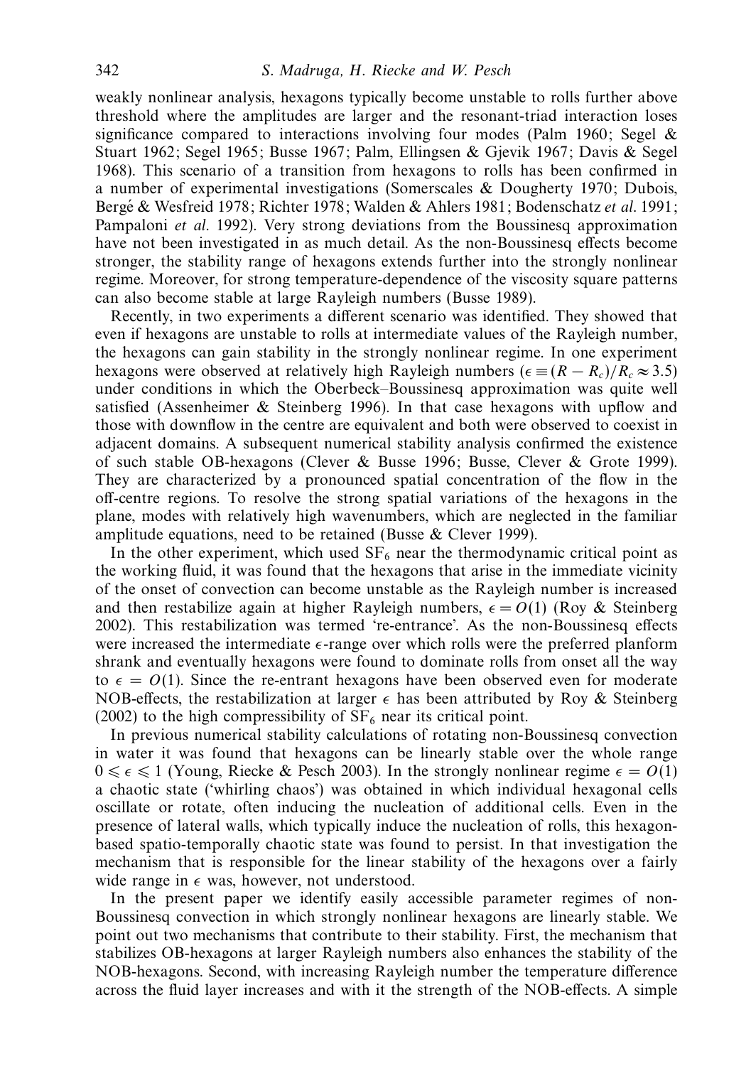weakly nonlinear analysis, hexagons typically become unstable to rolls further above threshold where the amplitudes are larger and the resonant-triad interaction loses significance compared to interactions involving four modes (Palm 1960; Segel & Stuart 1962; Segel 1965; Busse 1967; Palm, Ellingsen & Gjevik 1967; Davis & Segel 1968). This scenario of a transition from hexagons to rolls has been confirmed in a number of experimental investigations (Somerscales & Dougherty 1970; Dubois, Bergé & Wesfreid 1978; Richter 1978; Walden & Ahlers 1981; Bodenschatz *et al.* 1991; Pampaloni *et al.* 1992). Very strong deviations from the Boussinesq approximation have not been investigated in as much detail. As the non-Boussinesq effects become stronger, the stability range of hexagons extends further into the strongly nonlinear regime. Moreover, for strong temperature-dependence of the viscosity square patterns can also become stable at large Rayleigh numbers (Busse 1989).

Recently, in two experiments a different scenario was identified. They showed that even if hexagons are unstable to rolls at intermediate values of the Rayleigh number, the hexagons can gain stability in the strongly nonlinear regime. In one experiment hexagons were observed at relatively high Rayleigh numbers ($\epsilon \equiv (R - R_c)/R_c \approx 3.5$) under conditions in which the Oberbeck–Boussinesq approximation was quite well satisfied (Assenheimer & Steinberg 1996). In that case hexagons with upflow and those with downflow in the centre are equivalent and both were observed to coexist in adjacent domains. A subsequent numerical stability analysis confirmed the existence of such stable OB-hexagons (Clever & Busse 1996; Busse, Clever & Grote 1999). They are characterized by a pronounced spatial concentration of the flow in the off-centre regions. To resolve the strong spatial variations of the hexagons in the plane, modes with relatively high wavenumbers, which are neglected in the familiar amplitude equations, need to be retained (Busse & Clever 1999).

In the other experiment, which used $SF_6$ near the thermodynamic critical point as the working fluid, it was found that the hexagons that arise in the immediate vicinity of the onset of convection can become unstable as the Rayleigh number is increased and then restabilize again at higher Rayleigh numbers, $\epsilon = O(1)$ (Roy & Steinberg 2002). This restabilization was termed 're-entrance'. As the non-Boussinesq effects were increased the intermediate $\epsilon$-range over which rolls were the preferred planform shrank and eventually hexagons were found to dominate rolls from onset all the way to $\epsilon = O(1)$. Since the re-entrant hexagons have been observed even for moderate NOB-effects, the restabilization at larger $\epsilon$ has been attributed by Roy & Steinberg (2002) to the high compressibility of $SF_6$ near its critical point.

In previous numerical stability calculations of rotating non-Boussinesq convection in water it was found that hexagons can be linearly stable over the whole range $0 \leqslant \epsilon \leqslant 1$ (Young, Riecke & Pesch 2003). In the strongly nonlinear regime $\epsilon = O(1)$ a chaotic state ('whirling chaos') was obtained in which individual hexagonal cells oscillate or rotate, often inducing the nucleation of additional cells. Even in the presence of lateral walls, which typically induce the nucleation of rolls, this hexagon-based spatio-temporally chaotic state was found to persist. In that investigation the mechanism that is responsible for the linear stability of the hexagons over a fairly wide range in $\epsilon$ was, however, not understood.

In the present paper we identify easily accessible parameter regimes of non-Boussinesq convection in which strongly nonlinear hexagons are linearly stable. We point out two mechanisms that contribute to their stability. First, the mechanism that stabilizes OB-hexagons at larger Rayleigh numbers also enhances the stability of the NOB-hexagons. Second, with increasing Rayleigh number the temperature difference across the fluid layer increases and with it the strength of the NOB-effects. A simple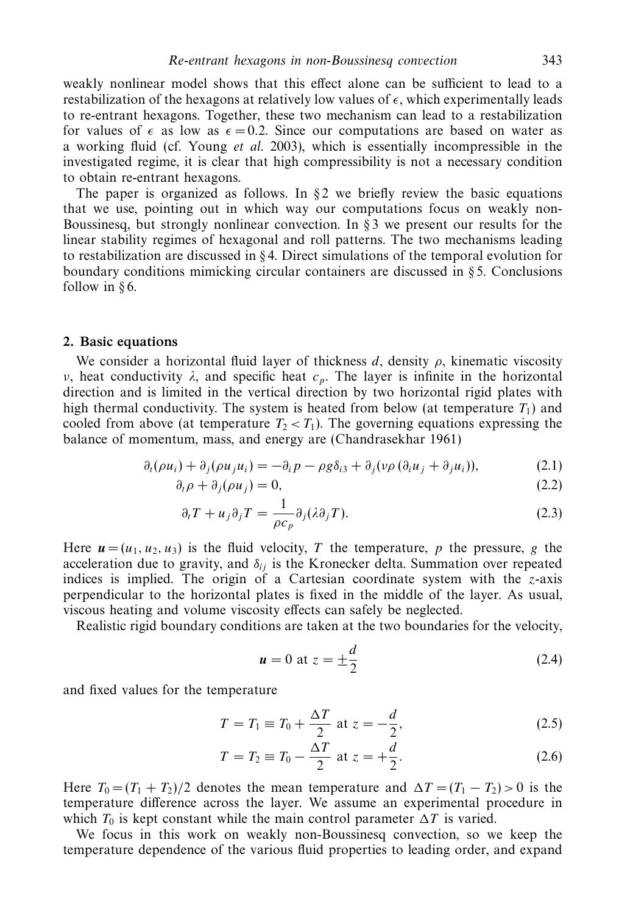weakly nonlinear model shows that this effect alone can be sufficient to lead to a restabilization of the hexagons at relatively low values of $\epsilon$, which experimentally leads to re-entrant hexagons. Together, these two mechanism can lead to a restabilization for values of $\epsilon$ as low as $\epsilon = 0.2$. Since our computations are based on water as a working fluid (cf. Young *et al.* 2003), which is essentially incompressible in the investigated regime, it is clear that high compressibility is not a necessary condition to obtain re-entrant hexagons.

The paper is organized as follows. In § 2 we briefly review the basic equations that we use, pointing out in which way our computations focus on weakly non-Boussinesq, but strongly nonlinear convection. In § 3 we present our results for the linear stability regimes of hexagonal and roll patterns. The two mechanisms leading to restabilization are discussed in § 4. Direct simulations of the temporal evolution for boundary conditions mimicking circular containers are discussed in § 5. Conclusions follow in § 6.

## 2. Basic equations

We consider a horizontal fluid layer of thickness $d$, density $\rho$, kinematic viscosity $\nu$, heat conductivity $\lambda$, and specific heat $c_p$. The layer is infinite in the horizontal direction and is limited in the vertical direction by two horizontal rigid plates with high thermal conductivity. The system is heated from below (at temperature $T_1$) and cooled from above (at temperature $T_2 < T_1$). The governing equations expressing the balance of momentum, mass, and energy are (Chandrasekhar 1961)

$$\partial_t(\rho u_i) + \partial_j(\rho u_j u_i) = -\partial_i p - \rho g \delta_{i3} + \partial_j(\nu\rho\,(\partial_i u_j + \partial_j u_i)), \tag{2.1}$$

$$\partial_t \rho + \partial_j(\rho u_j) = 0, \tag{2.2}$$

$$\partial_t T + u_j \partial_j T = \frac{1}{\rho c_p}\partial_j(\lambda \partial_j T). \tag{2.3}$$

Here $\boldsymbol{u} = (u_1, u_2, u_3)$ is the fluid velocity, $T$ the temperature, $p$ the pressure, $g$ the acceleration due to gravity, and $\delta_{ij}$ is the Kronecker delta. Summation over repeated indices is implied. The origin of a Cartesian coordinate system with the $z$-axis perpendicular to the horizontal plates is fixed in the middle of the layer. As usual, viscous heating and volume viscosity effects can safely be neglected.

Realistic rigid boundary conditions are taken at the two boundaries for the velocity,

$$\boldsymbol{u} = 0 \text{ at } z = \pm\frac{d}{2} \tag{2.4}$$

and fixed values for the temperature

$$T = T_1 \equiv T_0 + \frac{\Delta T}{2} \text{ at } z = -\frac{d}{2}, \tag{2.5}$$

$$T = T_2 \equiv T_0 - \frac{\Delta T}{2} \text{ at } z = +\frac{d}{2}. \tag{2.6}$$

Here $T_0 = (T_1 + T_2)/2$ denotes the mean temperature and $\Delta T = (T_1 - T_2) > 0$ is the temperature difference across the layer. We assume an experimental procedure in which $T_0$ is kept constant while the main control parameter $\Delta T$ is varied.

We focus in this work on weakly non-Boussinesq convection, so we keep the temperature dependence of the various fluid properties to leading order, and expand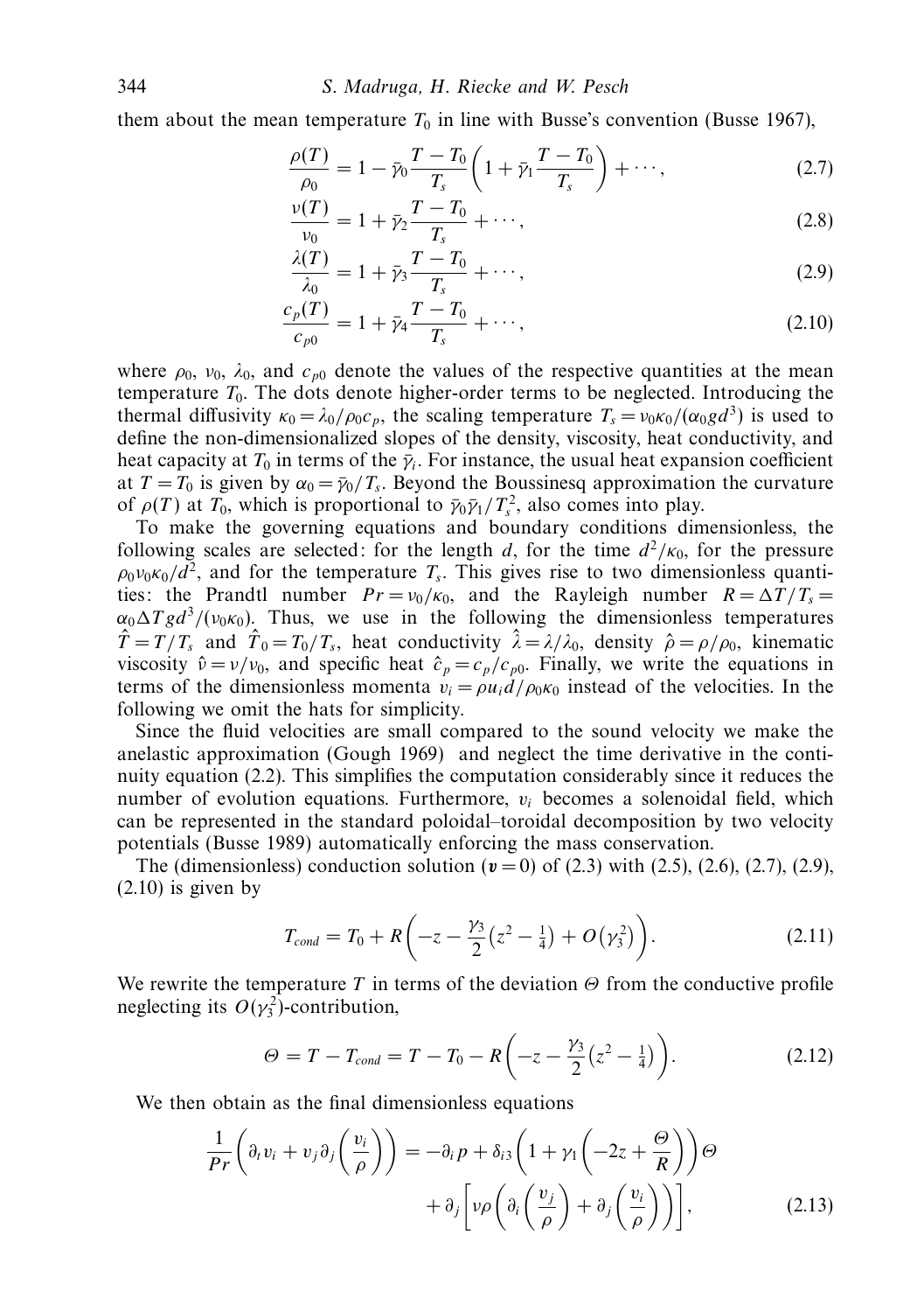them about the mean temperature $T_0$ in line with Busse's convention (Busse 1967),

$$\frac{\rho(T)}{\rho_0} = 1 - \bar{\gamma}_0 \frac{T - T_0}{T_s}\left(1 + \bar{\gamma}_1 \frac{T - T_0}{T_s}\right) + \cdots, \tag{2.7}$$

$$\frac{\nu(T)}{\nu_0} = 1 + \bar{\gamma}_2 \frac{T - T_0}{T_s} + \cdots, \tag{2.8}$$

$$\frac{\lambda(T)}{\lambda_0} = 1 + \bar{\gamma}_3 \frac{T - T_0}{T_s} + \cdots, \tag{2.9}$$

$$\frac{c_p(T)}{c_{p0}} = 1 + \bar{\gamma}_4 \frac{T - T_0}{T_s} + \cdots, \tag{2.10}$$

where $\rho_0$, $\nu_0$, $\lambda_0$, and $c_{p0}$ denote the values of the respective quantities at the mean temperature $T_0$. The dots denote higher-order terms to be neglected. Introducing the thermal diffusivity $\kappa_0 = \lambda_0/\rho_0 c_p$, the scaling temperature $T_s = \nu_0\kappa_0/(\alpha_0 g d^3)$ is used to define the non-dimensionalized slopes of the density, viscosity, heat conductivity, and heat capacity at $T_0$ in terms of the $\bar{\gamma}_i$. For instance, the usual heat expansion coefficient at $T = T_0$ is given by $\alpha_0 = \bar{\gamma}_0/T_s$. Beyond the Boussinesq approximation the curvature of $\rho(T)$ at $T_0$, which is proportional to $\bar{\gamma}_0\bar{\gamma}_1/T_s^2$, also comes into play.

To make the governing equations and boundary conditions dimensionless, the following scales are selected: for the length $d$, for the time $d^2/\kappa_0$, for the pressure $\rho_0\nu_0\kappa_0/d^2$, and for the temperature $T_s$. This gives rise to two dimensionless quantities: the Prandtl number $Pr = \nu_0/\kappa_0$, and the Rayleigh number $R = \Delta T/T_s = \alpha_0 \Delta T g d^3/(\nu_0\kappa_0)$. Thus, we use in the following the dimensionless temperatures $\hat{T} = T/T_s$ and $\hat{T}_0 = T_0/T_s$, heat conductivity $\hat{\lambda} = \lambda/\lambda_0$, density $\hat{\rho} = \rho/\rho_0$, kinematic viscosity $\hat{\nu} = \nu/\nu_0$, and specific heat $\hat{c}_p = c_p/c_{p0}$. Finally, we write the equations in terms of the dimensionless momenta $v_i = \rho u_i d/\rho_0\kappa_0$ instead of the velocities. In the following we omit the hats for simplicity.

Since the fluid velocities are small compared to the sound velocity we make the anelastic approximation (Gough 1969) and neglect the time derivative in the continuity equation (2.2). This simplifies the computation considerably since it reduces the number of evolution equations. Furthermore, $v_i$ becomes a solenoidal field, which can be represented in the standard poloidal–toroidal decomposition by two velocity potentials (Busse 1989) automatically enforcing the mass conservation.

The (dimensionless) conduction solution ($\boldsymbol{v} = 0$) of (2.3) with (2.5), (2.6), (2.7), (2.9), (2.10) is given by

$$T_{cond} = T_0 + R\left(-z - \frac{\gamma_3}{2}\left(z^2 - \tfrac{1}{4}\right) + O\left(\gamma_3^2\right)\right). \tag{2.11}$$

We rewrite the temperature $T$ in terms of the deviation $\Theta$ from the conductive profile neglecting its $O(\gamma_3^2)$-contribution,

$$\Theta = T - T_{cond} = T - T_0 - R\left(-z - \frac{\gamma_3}{2}\left(z^2 - \tfrac{1}{4}\right)\right). \tag{2.12}$$

We then obtain as the final dimensionless equations

$$\frac{1}{Pr}\left(\partial_t v_i + v_j \partial_j\left(\frac{v_i}{\rho}\right)\right) = -\partial_i p + \delta_{i3}\left(1 + \gamma_1\left(-2z + \frac{\Theta}{R}\right)\right)\Theta + \partial_j\left[\nu\rho\left(\partial_i\left(\frac{v_j}{\rho}\right) + \partial_j\left(\frac{v_i}{\rho}\right)\right)\right], \tag{2.13}$$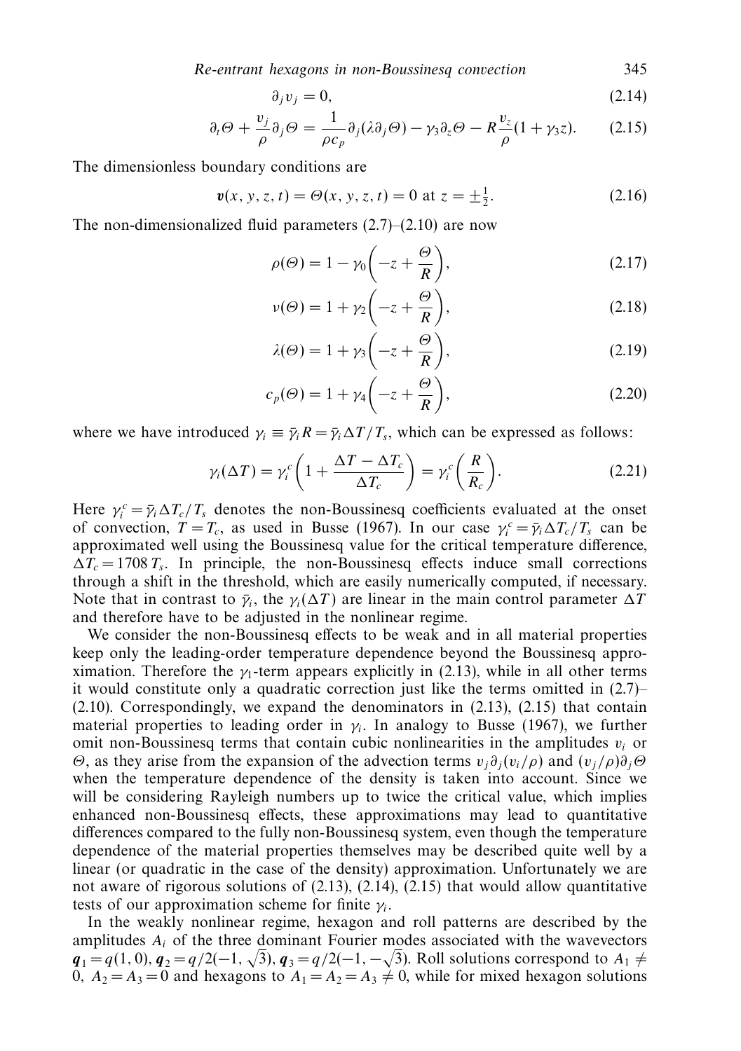$$\partial_j v_j = 0, \tag{2.14}$$

$$\partial_t \Theta + \frac{v_j}{\rho} \partial_j \Theta = \frac{1}{\rho c_p} \partial_j (\lambda \partial_j \Theta) - \gamma_3 \partial_z \Theta - R \frac{v_z}{\rho}(1 + \gamma_3 z). \tag{2.15}$$

The dimensionless boundary conditions are

$$\boldsymbol{v}(x, y, z, t) = \Theta(x, y, z, t) = 0 \text{ at } z = \pm\tfrac{1}{2}. \tag{2.16}$$

The non-dimensionalized fluid parameters (2.7)–(2.10) are now

$$\rho(\Theta) = 1 - \gamma_0 \left( -z + \frac{\Theta}{R} \right), \tag{2.17}$$

$$\nu(\Theta) = 1 + \gamma_2 \left( -z + \frac{\Theta}{R} \right), \tag{2.18}$$

$$\lambda(\Theta) = 1 + \gamma_3 \left( -z + \frac{\Theta}{R} \right), \tag{2.19}$$

$$c_p(\Theta) = 1 + \gamma_4 \left( -z + \frac{\Theta}{R} \right), \tag{2.20}$$

where we have introduced $\gamma_i \equiv \bar{\gamma}_i R = \bar{\gamma}_i \Delta T / T_s$, which can be expressed as follows:

$$\gamma_i(\Delta T) = \gamma_i^c \left( 1 + \frac{\Delta T - \Delta T_c}{\Delta T_c} \right) = \gamma_i^c \left( \frac{R}{R_c} \right). \tag{2.21}$$

Here $\gamma_i^c = \bar{\gamma}_i \Delta T_c / T_s$ denotes the non-Boussinesq coefficients evaluated at the onset of convection, $T = T_c$, as used in Busse (1967). In our case $\gamma_i^c = \bar{\gamma}_i \Delta T_c / T_s$ can be approximated well using the Boussinesq value for the critical temperature difference, $\Delta T_c = 1708\, T_s$. In principle, the non-Boussinesq effects induce small corrections through a shift in the threshold, which are easily numerically computed, if necessary. Note that in contrast to $\bar{\gamma}_i$, the $\gamma_i(\Delta T)$ are linear in the main control parameter $\Delta T$ and therefore have to be adjusted in the nonlinear regime.

We consider the non-Boussinesq effects to be weak and in all material properties keep only the leading-order temperature dependence beyond the Boussinesq approximation. Therefore the $\gamma_1$-term appears explicitly in (2.13), while in all other terms it would constitute only a quadratic correction just like the terms omitted in (2.7)–(2.10). Correspondingly, we expand the denominators in (2.13), (2.15) that contain material properties to leading order in $\gamma_i$. In analogy to Busse (1967), we further omit non-Boussinesq terms that contain cubic nonlinearities in the amplitudes $v_i$ or $\Theta$, as they arise from the expansion of the advection terms $v_j \partial_j (v_i/\rho)$ and $(v_j/\rho)\partial_j \Theta$ when the temperature dependence of the density is taken into account. Since we will be considering Rayleigh numbers up to twice the critical value, which implies enhanced non-Boussinesq effects, these approximations may lead to quantitative differences compared to the fully non-Boussinesq system, even though the temperature dependence of the material properties themselves may be described quite well by a linear (or quadratic in the case of the density) approximation. Unfortunately we are not aware of rigorous solutions of (2.13), (2.14), (2.15) that would allow quantitative tests of our approximation scheme for finite $\gamma_i$.

In the weakly nonlinear regime, hexagon and roll patterns are described by the amplitudes $A_i$ of the three dominant Fourier modes associated with the wavevectors $\boldsymbol{q}_1 = q(1, 0)$, $\boldsymbol{q}_2 = q/2(-1, \sqrt{3})$, $\boldsymbol{q}_3 = q/2(-1, -\sqrt{3})$. Roll solutions correspond to $A_1 \neq 0$, $A_2 = A_3 = 0$ and hexagons to $A_1 = A_2 = A_3 \neq 0$, while for mixed hexagon solutions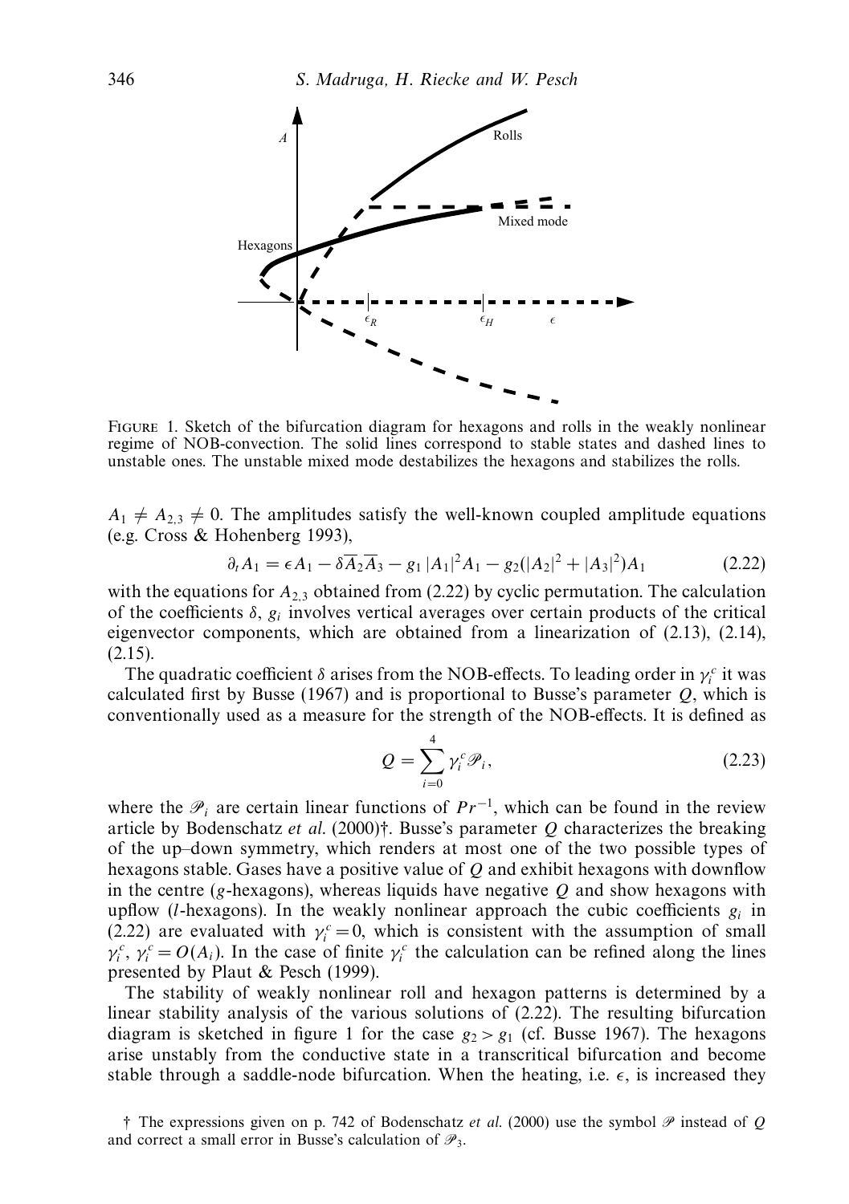FIGURE 1. Sketch of the bifurcation diagram for hexagons and rolls in the weakly nonlinear regime of NOB-convection. The solid lines correspond to stable states and dashed lines to unstable ones. The unstable mixed mode destabilizes the hexagons and stabilizes the rolls.

$A_1 \neq A_{2,3} \neq 0$. The amplitudes satisfy the well-known coupled amplitude equations (e.g. Cross & Hohenberg 1993),

$$\partial_t A_1 = \epsilon A_1 - \delta \overline{A}_2 \overline{A}_3 - g_1 |A_1|^2 A_1 - g_2(|A_2|^2 + |A_3|^2) A_1 \tag{2.22}$$

with the equations for $A_{2,3}$ obtained from (2.22) by cyclic permutation. The calculation of the coefficients $\delta$, $g_i$ involves vertical averages over certain products of the critical eigenvector components, which are obtained from a linearization of (2.13), (2.14), (2.15).

The quadratic coefficient $\delta$ arises from the NOB-effects. To leading order in $\gamma_i^c$ it was calculated first by Busse (1967) and is proportional to Busse's parameter $Q$, which is conventionally used as a measure for the strength of the NOB-effects. It is defined as

$$Q = \sum_{i=0}^{4} \gamma_i^c \mathscr{P}_i, \tag{2.23}$$

where the $\mathscr{P}_i$ are certain linear functions of $Pr^{-1}$, which can be found in the review article by Bodenschatz *et al.* (2000)†. Busse's parameter $Q$ characterizes the breaking of the up–down symmetry, which renders at most one of the two possible types of hexagons stable. Gases have a positive value of $Q$ and exhibit hexagons with downflow in the centre ($g$-hexagons), whereas liquids have negative $Q$ and show hexagons with upflow ($l$-hexagons). In the weakly nonlinear approach the cubic coefficients $g_i$ in (2.22) are evaluated with $\gamma_i^c = 0$, which is consistent with the assumption of small $\gamma_i^c$, $\gamma_i^c = O(A_i)$. In the case of finite $\gamma_i^c$ the calculation can be refined along the lines presented by Plaut & Pesch (1999).

The stability of weakly nonlinear roll and hexagon patterns is determined by a linear stability analysis of the various solutions of (2.22). The resulting bifurcation diagram is sketched in figure 1 for the case $g_2 > g_1$ (cf. Busse 1967). The hexagons arise unstably from the conductive state in a transcritical bifurcation and become stable through a saddle-node bifurcation. When the heating, i.e. $\epsilon$, is increased they

† The expressions given on p. 742 of Bodenschatz *et al.* (2000) use the symbol $\mathscr{P}$ instead of $Q$ and correct a small error in Busse's calculation of $\mathscr{P}_3$.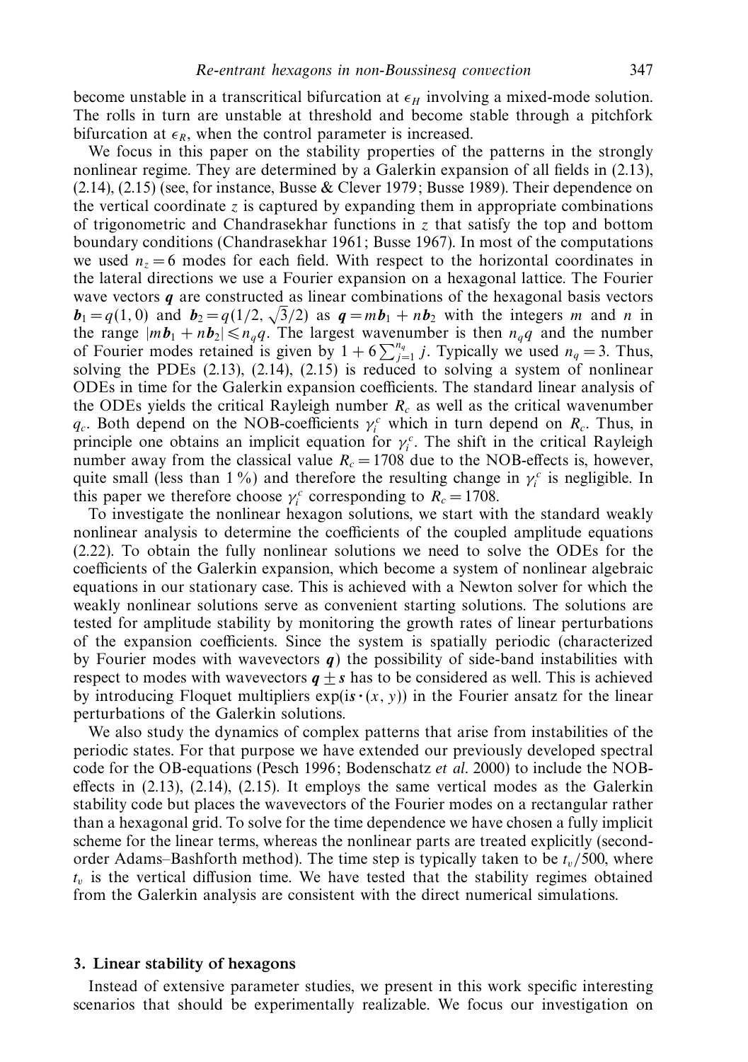become unstable in a transcritical bifurcation at $\epsilon_H$ involving a mixed-mode solution. The rolls in turn are unstable at threshold and become stable through a pitchfork bifurcation at $\epsilon_R$, when the control parameter is increased.

We focus in this paper on the stability properties of the patterns in the strongly nonlinear regime. They are determined by a Galerkin expansion of all fields in (2.13), (2.14), (2.15) (see, for instance, Busse & Clever 1979; Busse 1989). Their dependence on the vertical coordinate $z$ is captured by expanding them in appropriate combinations of trigonometric and Chandrasekhar functions in $z$ that satisfy the top and bottom boundary conditions (Chandrasekhar 1961; Busse 1967). In most of the computations we used $n_z = 6$ modes for each field. With respect to the horizontal coordinates in the lateral directions we use a Fourier expansion on a hexagonal lattice. The Fourier wave vectors $\boldsymbol{q}$ are constructed as linear combinations of the hexagonal basis vectors $\boldsymbol{b}_1 = q(1, 0)$ and $\boldsymbol{b}_2 = q(1/2, \sqrt{3}/2)$ as $\boldsymbol{q} = m\boldsymbol{b}_1 + n\boldsymbol{b}_2$ with the integers $m$ and $n$ in the range $|m\boldsymbol{b}_1 + n\boldsymbol{b}_2| \leqslant n_q q$. The largest wavenumber is then $n_q q$ and the number of Fourier modes retained is given by $1 + 6\sum_{j=1}^{n_q} j$. Typically we used $n_q = 3$. Thus, solving the PDEs (2.13), (2.14), (2.15) is reduced to solving a system of nonlinear ODEs in time for the Galerkin expansion coefficients. The standard linear analysis of the ODEs yields the critical Rayleigh number $R_c$ as well as the critical wavenumber $q_c$. Both depend on the NOB-coefficients $\gamma_i^c$ which in turn depend on $R_c$. Thus, in principle one obtains an implicit equation for $\gamma_i^c$. The shift in the critical Rayleigh number away from the classical value $R_c = 1708$ due to the NOB-effects is, however, quite small (less than 1 %) and therefore the resulting change in $\gamma_i^c$ is negligible. In this paper we therefore choose $\gamma_i^c$ corresponding to $R_c = 1708$.

To investigate the nonlinear hexagon solutions, we start with the standard weakly nonlinear analysis to determine the coefficients of the coupled amplitude equations (2.22). To obtain the fully nonlinear solutions we need to solve the ODEs for the coefficients of the Galerkin expansion, which become a system of nonlinear algebraic equations in our stationary case. This is achieved with a Newton solver for which the weakly nonlinear solutions serve as convenient starting solutions. The solutions are tested for amplitude stability by monitoring the growth rates of linear perturbations of the expansion coefficients. Since the system is spatially periodic (characterized by Fourier modes with wavevectors $\boldsymbol{q}$) the possibility of side-band instabilities with respect to modes with wavevectors $\boldsymbol{q} \pm \boldsymbol{s}$ has to be considered as well. This is achieved by introducing Floquet multipliers $\exp(i\boldsymbol{s} \cdot (x, y))$ in the Fourier ansatz for the linear perturbations of the Galerkin solutions.

We also study the dynamics of complex patterns that arise from instabilities of the periodic states. For that purpose we have extended our previously developed spectral code for the OB-equations (Pesch 1996; Bodenschatz *et al.* 2000) to include the NOB-effects in (2.13), (2.14), (2.15). It employs the same vertical modes as the Galerkin stability code but places the wavevectors of the Fourier modes on a rectangular rather than a hexagonal grid. To solve for the time dependence we have chosen a fully implicit scheme for the linear terms, whereas the nonlinear parts are treated explicitly (second-order Adams–Bashforth method). The time step is typically taken to be $t_v/500$, where $t_v$ is the vertical diffusion time. We have tested that the stability regimes obtained from the Galerkin analysis are consistent with the direct numerical simulations.

## 3. Linear stability of hexagons

Instead of extensive parameter studies, we present in this work specific interesting scenarios that should be experimentally realizable. We focus our investigation on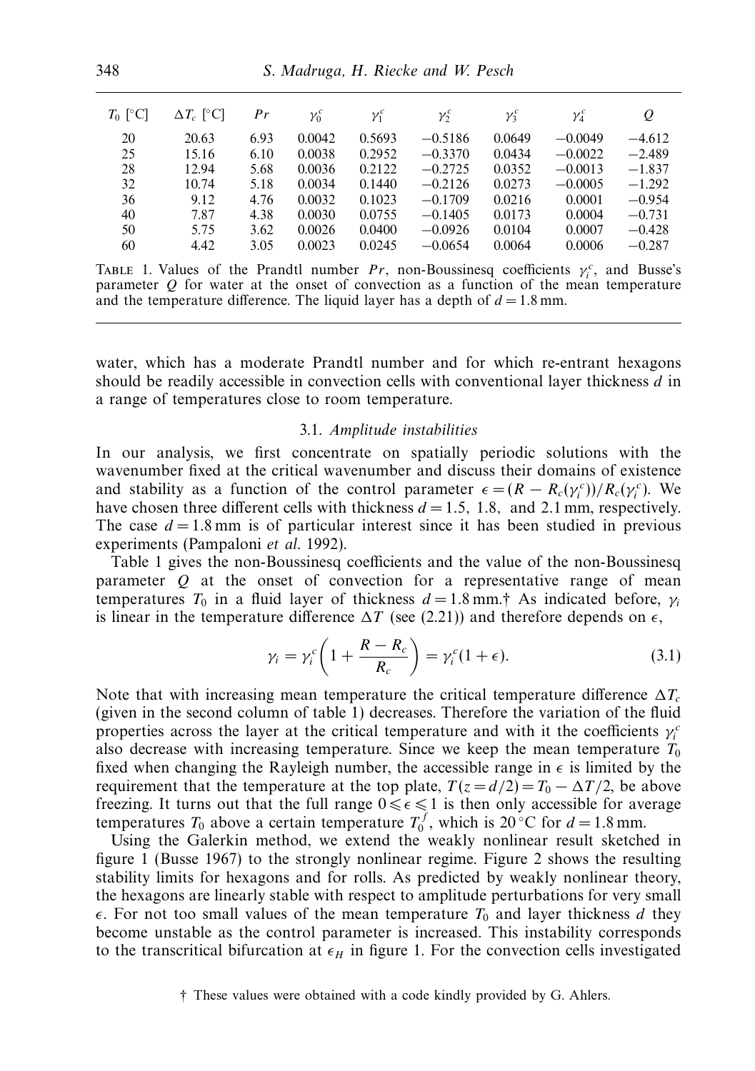| $T_0$ [°C] | $\Delta T_c$ [°C] | $Pr$ | $\gamma_0^c$ | $\gamma_1^c$ | $\gamma_2^c$ | $\gamma_3^c$ | $\gamma_4^c$ | $Q$ |
|---|---|---|---|---|---|---|---|---|
| 20 | 20.63 | 6.93 | 0.0042 | 0.5693 | −0.5186 | 0.0649 | −0.0049 | −4.612 |
| 25 | 15.16 | 6.10 | 0.0038 | 0.2952 | −0.3370 | 0.0434 | −0.0022 | −2.489 |
| 28 | 12.94 | 5.68 | 0.0036 | 0.2122 | −0.2725 | 0.0352 | −0.0013 | −1.837 |
| 32 | 10.74 | 5.18 | 0.0034 | 0.1440 | −0.2126 | 0.0273 | −0.0005 | −1.292 |
| 36 | 9.12 | 4.76 | 0.0032 | 0.1023 | −0.1709 | 0.0216 | 0.0001 | −0.954 |
| 40 | 7.87 | 4.38 | 0.0030 | 0.0755 | −0.1405 | 0.0173 | 0.0004 | −0.731 |
| 50 | 5.75 | 3.62 | 0.0026 | 0.0400 | −0.0926 | 0.0104 | 0.0007 | −0.428 |
| 60 | 4.42 | 3.05 | 0.0023 | 0.0245 | −0.0654 | 0.0064 | 0.0006 | −0.287 |

TABLE 1. Values of the Prandtl number $Pr$, non-Boussinesq coefficients $\gamma_i^c$, and Busse's parameter $Q$ for water at the onset of convection as a function of the mean temperature and the temperature difference. The liquid layer has a depth of $d = 1.8$ mm.

water, which has a moderate Prandtl number and for which re-entrant hexagons should be readily accessible in convection cells with conventional layer thickness $d$ in a range of temperatures close to room temperature.

### 3.1. *Amplitude instabilities*

In our analysis, we first concentrate on spatially periodic solutions with the wavenumber fixed at the critical wavenumber and discuss their domains of existence and stability as a function of the control parameter $\epsilon = (R - R_c(\gamma_i^c))/R_c(\gamma_i^c)$. We have chosen three different cells with thickness $d = 1.5$, 1.8, and 2.1 mm, respectively. The case $d = 1.8$ mm is of particular interest since it has been studied in previous experiments (Pampaloni *et al.* 1992).

Table 1 gives the non-Boussinesq coefficients and the value of the non-Boussinesq parameter $Q$ at the onset of convection for a representative range of mean temperatures $T_0$ in a fluid layer of thickness $d = 1.8$ mm.† As indicated before, $\gamma_i$ is linear in the temperature difference $\Delta T$ (see (2.21)) and therefore depends on $\epsilon$,

$$\gamma_i = \gamma_i^c \left(1 + \frac{R - R_c}{R_c}\right) = \gamma_i^c (1 + \epsilon). \tag{3.1}$$

Note that with increasing mean temperature the critical temperature difference $\Delta T_c$ (given in the second column of table 1) decreases. Therefore the variation of the fluid properties across the layer at the critical temperature and with it the coefficients $\gamma_i^c$ also decrease with increasing temperature. Since we keep the mean temperature $T_0$ fixed when changing the Rayleigh number, the accessible range in $\epsilon$ is limited by the requirement that the temperature at the top plate, $T(z = d/2) = T_0 - \Delta T/2$, be above freezing. It turns out that the full range $0 \leqslant \epsilon \leqslant 1$ is then only accessible for average temperatures $T_0$ above a certain temperature $T_0^f$, which is 20 °C for $d = 1.8$ mm.

Using the Galerkin method, we extend the weakly nonlinear result sketched in figure 1 (Busse 1967) to the strongly nonlinear regime. Figure 2 shows the resulting stability limits for hexagons and for rolls. As predicted by weakly nonlinear theory, the hexagons are linearly stable with respect to amplitude perturbations for very small $\epsilon$. For not too small values of the mean temperature $T_0$ and layer thickness $d$ they become unstable as the control parameter is increased. This instability corresponds to the transcritical bifurcation at $\epsilon_H$ in figure 1. For the convection cells investigated

† These values were obtained with a code kindly provided by G. Ahlers.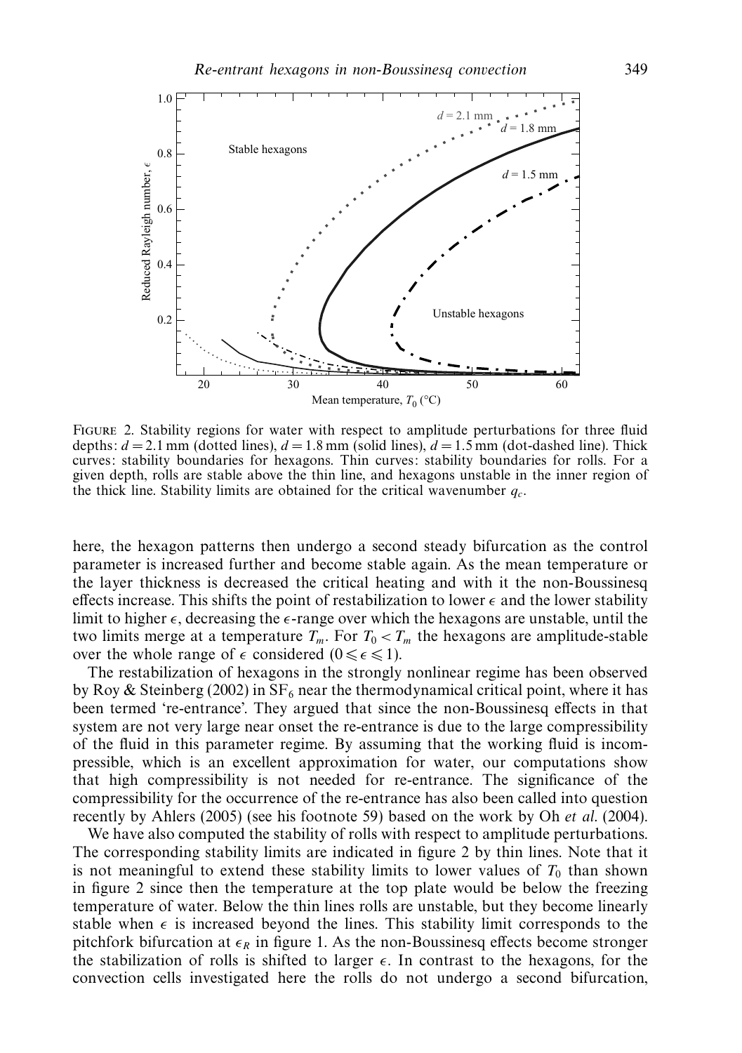FIGURE 2. Stability regions for water with respect to amplitude perturbations for three fluid depths: $d = 2.1$ mm (dotted lines), $d = 1.8$ mm (solid lines), $d = 1.5$ mm (dot-dashed line). Thick curves: stability boundaries for hexagons. Thin curves: stability boundaries for rolls. For a given depth, rolls are stable above the thin line, and hexagons unstable in the inner region of the thick line. Stability limits are obtained for the critical wavenumber $q_c$.

here, the hexagon patterns then undergo a second steady bifurcation as the control parameter is increased further and become stable again. As the mean temperature or the layer thickness is decreased the critical heating and with it the non-Boussinesq effects increase. This shifts the point of restabilization to lower $\epsilon$ and the lower stability limit to higher $\epsilon$, decreasing the $\epsilon$-range over which the hexagons are unstable, until the two limits merge at a temperature $T_m$. For $T_0 < T_m$ the hexagons are amplitude-stable over the whole range of $\epsilon$ considered ($0 \leqslant \epsilon \leqslant 1$).

The restabilization of hexagons in the strongly nonlinear regime has been observed by Roy & Steinberg (2002) in $SF_6$ near the thermodynamical critical point, where it has been termed 're-entrance'. They argued that since the non-Boussinesq effects in that system are not very large near onset the re-entrance is due to the large compressibility of the fluid in this parameter regime. By assuming that the working fluid is incompressible, which is an excellent approximation for water, our computations show that high compressibility is not needed for re-entrance. The significance of the compressibility for the occurrence of the re-entrance has also been called into question recently by Ahlers (2005) (see his footnote 59) based on the work by Oh *et al.* (2004).

We have also computed the stability of rolls with respect to amplitude perturbations. The corresponding stability limits are indicated in figure 2 by thin lines. Note that it is not meaningful to extend these stability limits to lower values of $T_0$ than shown in figure 2 since then the temperature at the top plate would be below the freezing temperature of water. Below the thin lines rolls are unstable, but they become linearly stable when $\epsilon$ is increased beyond the lines. This stability limit corresponds to the pitchfork bifurcation at $\epsilon_R$ in figure 1. As the non-Boussinesq effects become stronger the stabilization of rolls is shifted to larger $\epsilon$. In contrast to the hexagons, for the convection cells investigated here the rolls do not undergo a second bifurcation,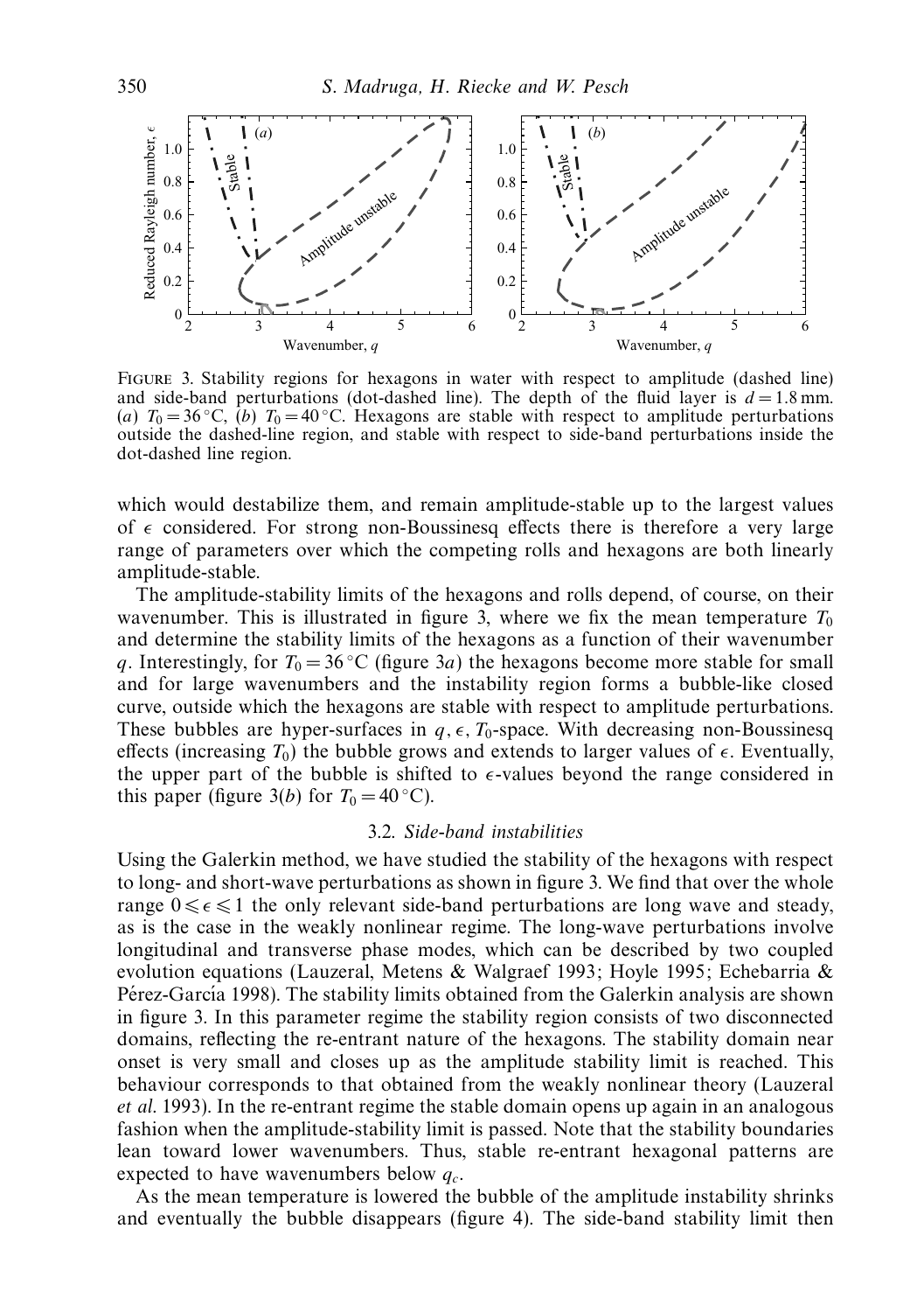FIGURE 3. Stability regions for hexagons in water with respect to amplitude (dashed line) and side-band perturbations (dot-dashed line). The depth of the fluid layer is $d = 1.8$ mm. (*a*) $T_0 = 36\,^{\circ}$C, (*b*) $T_0 = 40\,^{\circ}$C. Hexagons are stable with respect to amplitude perturbations outside the dashed-line region, and stable with respect to side-band perturbations inside the dot-dashed line region.

which would destabilize them, and remain amplitude-stable up to the largest values of $\epsilon$ considered. For strong non-Boussinesq effects there is therefore a very large range of parameters over which the competing rolls and hexagons are both linearly amplitude-stable.

The amplitude-stability limits of the hexagons and rolls depend, of course, on their wavenumber. This is illustrated in figure 3, where we fix the mean temperature $T_0$ and determine the stability limits of the hexagons as a function of their wavenumber $q$. Interestingly, for $T_0 = 36\,^{\circ}$C (figure 3*a*) the hexagons become more stable for small and for large wavenumbers and the instability region forms a bubble-like closed curve, outside which the hexagons are stable with respect to amplitude perturbations. These bubbles are hyper-surfaces in $q, \epsilon, T_0$-space. With decreasing non-Boussinesq effects (increasing $T_0$) the bubble grows and extends to larger values of $\epsilon$. Eventually, the upper part of the bubble is shifted to $\epsilon$-values beyond the range considered in this paper (figure 3(*b*) for $T_0 = 40\,^{\circ}$C).

### 3.2. *Side-band instabilities*

Using the Galerkin method, we have studied the stability of the hexagons with respect to long- and short-wave perturbations as shown in figure 3. We find that over the whole range $0 \leqslant \epsilon \leqslant 1$ the only relevant side-band perturbations are long wave and steady, as is the case in the weakly nonlinear regime. The long-wave perturbations involve longitudinal and transverse phase modes, which can be described by two coupled evolution equations (Lauzeral, Metens & Walgraef 1993; Hoyle 1995; Echebarria & Pérez-García 1998). The stability limits obtained from the Galerkin analysis are shown in figure 3. In this parameter regime the stability region consists of two disconnected domains, reflecting the re-entrant nature of the hexagons. The stability domain near onset is very small and closes up as the amplitude stability limit is reached. This behaviour corresponds to that obtained from the weakly nonlinear theory (Lauzeral *et al.* 1993). In the re-entrant regime the stable domain opens up again in an analogous fashion when the amplitude-stability limit is passed. Note that the stability boundaries lean toward lower wavenumbers. Thus, stable re-entrant hexagonal patterns are expected to have wavenumbers below $q_c$.

As the mean temperature is lowered the bubble of the amplitude instability shrinks and eventually the bubble disappears (figure 4). The side-band stability limit then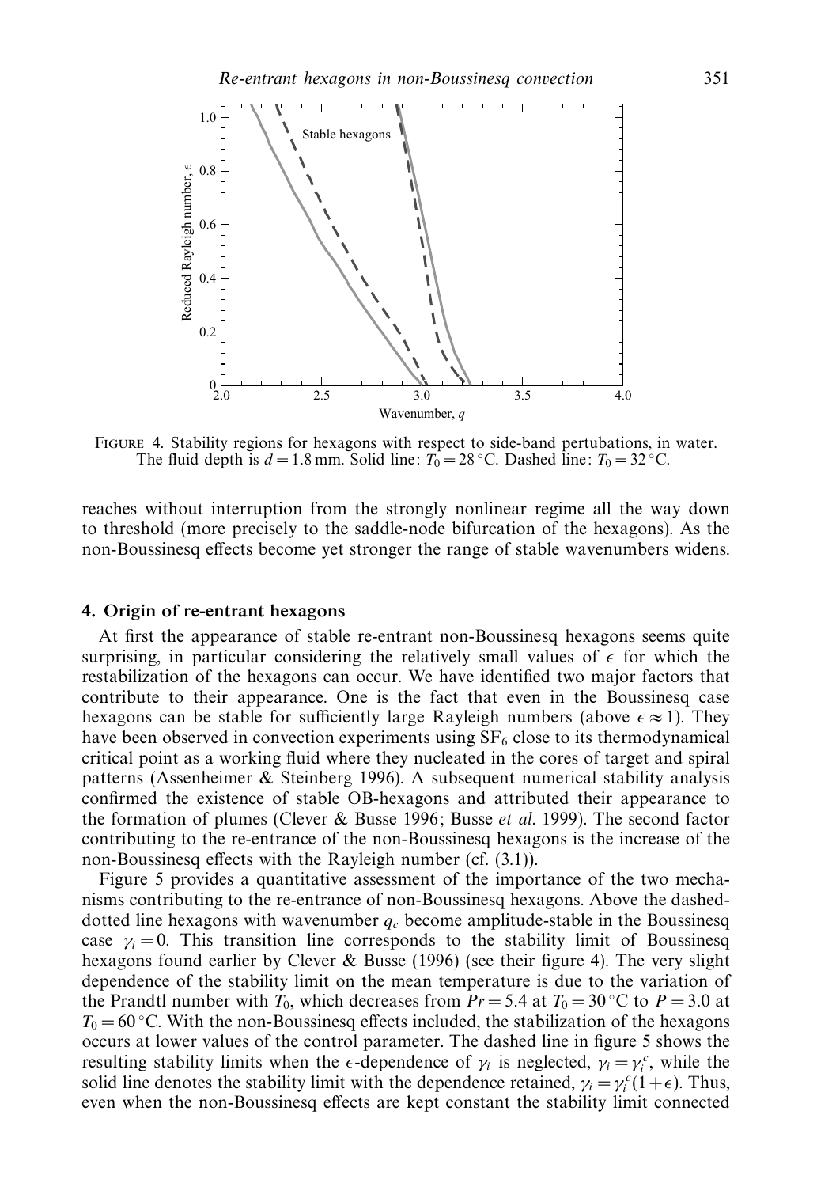FIGURE 4. Stability regions for hexagons with respect to side-band pertubations, in water. The fluid depth is $d = 1.8$ mm. Solid line: $T_0 = 28\,^\circ$C. Dashed line: $T_0 = 32\,^\circ$C.

reaches without interruption from the strongly nonlinear regime all the way down to threshold (more precisely to the saddle-node bifurcation of the hexagons). As the non-Boussinesq effects become yet stronger the range of stable wavenumbers widens.

## 4. Origin of re-entrant hexagons

At first the appearance of stable re-entrant non-Boussinesq hexagons seems quite surprising, in particular considering the relatively small values of $\epsilon$ for which the restabilization of the hexagons can occur. We have identified two major factors that contribute to their appearance. One is the fact that even in the Boussinesq case hexagons can be stable for sufficiently large Rayleigh numbers (above $\epsilon \approx 1$). They have been observed in convection experiments using $SF_6$ close to its thermodynamical critical point as a working fluid where they nucleated in the cores of target and spiral patterns (Assenheimer & Steinberg 1996). A subsequent numerical stability analysis confirmed the existence of stable OB-hexagons and attributed their appearance to the formation of plumes (Clever & Busse 1996; Busse *et al.* 1999). The second factor contributing to the re-entrance of the non-Boussinesq hexagons is the increase of the non-Boussinesq effects with the Rayleigh number (cf. (3.1)).

Figure 5 provides a quantitative assessment of the importance of the two mechanisms contributing to the re-entrance of non-Boussinesq hexagons. Above the dashed-dotted line hexagons with wavenumber $q_c$ become amplitude-stable in the Boussinesq case $\gamma_i = 0$. This transition line corresponds to the stability limit of Boussinesq hexagons found earlier by Clever & Busse (1996) (see their figure 4). The very slight dependence of the stability limit on the mean temperature is due to the variation of the Prandtl number with $T_0$, which decreases from $Pr = 5.4$ at $T_0 = 30\,^\circ$C to $P = 3.0$ at $T_0 = 60\,^\circ$C. With the non-Boussinesq effects included, the stabilization of the hexagons occurs at lower values of the control parameter. The dashed line in figure 5 shows the resulting stability limits when the $\epsilon$-dependence of $\gamma_i$ is neglected, $\gamma_i = \gamma_i^c$, while the solid line denotes the stability limit with the dependence retained, $\gamma_i = \gamma_i^c(1 + \epsilon)$. Thus, even when the non-Boussinesq effects are kept constant the stability limit connected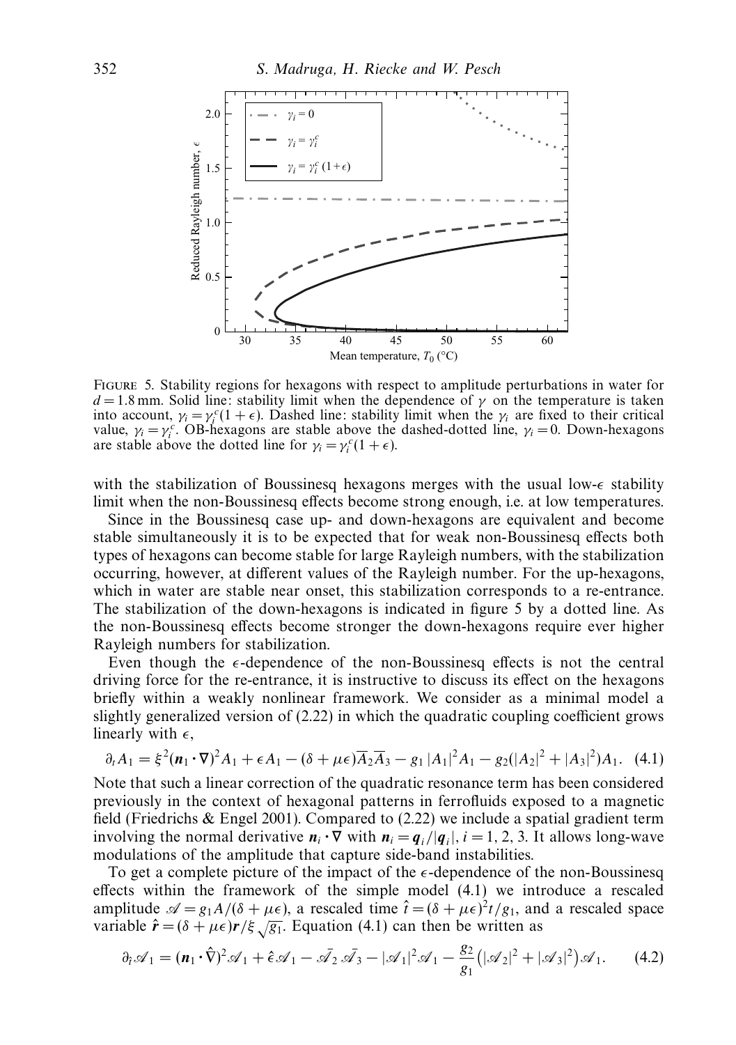FIGURE 5. Stability regions for hexagons with respect to amplitude perturbations in water for $d = 1.8$ mm. Solid line: stability limit when the dependence of $\gamma$ on the temperature is taken into account, $\gamma_i = \gamma_i^c(1+\epsilon)$. Dashed line: stability limit when the $\gamma_i$ are fixed to their critical value, $\gamma_i = \gamma_i^c$. OB-hexagons are stable above the dashed-dotted line, $\gamma_i = 0$. Down-hexagons are stable above the dotted line for $\gamma_i = \gamma_i^c(1+\epsilon)$.

with the stabilization of Boussinesq hexagons merges with the usual low-$\epsilon$ stability limit when the non-Boussinesq effects become strong enough, i.e. at low temperatures.

Since in the Boussinesq case up- and down-hexagons are equivalent and become stable simultaneously it is to be expected that for weak non-Boussinesq effects both types of hexagons can become stable for large Rayleigh numbers, with the stabilization occurring, however, at different values of the Rayleigh number. For the up-hexagons, which in water are stable near onset, this stabilization corresponds to a re-entrance. The stabilization of the down-hexagons is indicated in figure 5 by a dotted line. As the non-Boussinesq effects become stronger the down-hexagons require ever higher Rayleigh numbers for stabilization.

Even though the $\epsilon$-dependence of the non-Boussinesq effects is not the central driving force for the re-entrance, it is instructive to discuss its effect on the hexagons briefly within a weakly nonlinear framework. We consider as a minimal model a slightly generalized version of (2.22) in which the quadratic coupling coefficient grows linearly with $\epsilon$,

$$\partial_t A_1 = \xi^2(\boldsymbol{n}_1 \cdot \nabla)^2 A_1 + \epsilon A_1 - (\delta + \mu\epsilon)\overline{A}_2\overline{A}_3 - g_1 |A_1|^2 A_1 - g_2(|A_2|^2 + |A_3|^2)A_1. \quad (4.1)$$

Note that such a linear correction of the quadratic resonance term has been considered previously in the context of hexagonal patterns in ferrofluids exposed to a magnetic field (Friedrichs & Engel 2001). Compared to (2.22) we include a spatial gradient term involving the normal derivative $\boldsymbol{n}_i \cdot \nabla$ with $\boldsymbol{n}_i = \boldsymbol{q}_i/|\boldsymbol{q}_i|$, $i = 1, 2, 3$. It allows long-wave modulations of the amplitude that capture side-band instabilities.

To get a complete picture of the impact of the $\epsilon$-dependence of the non-Boussinesq effects within the framework of the simple model (4.1) we introduce a rescaled amplitude $\mathscr{A} = g_1 A/(\delta + \mu\epsilon)$, a rescaled time $\hat{t} = (\delta + \mu\epsilon)^2 t/g_1$, and a rescaled space variable $\hat{\boldsymbol{r}} = (\delta + \mu\epsilon)\boldsymbol{r}/\xi\sqrt{g_1}$. Equation (4.1) can then be written as

$$\partial_{\hat{t}} \mathscr{A}_1 = (\boldsymbol{n}_1 \cdot \hat{\nabla})^2 \mathscr{A}_1 + \hat{\epsilon}\mathscr{A}_1 - \bar{\mathscr{A}}_2 \bar{\mathscr{A}}_3 - |\mathscr{A}_1|^2 \mathscr{A}_1 - \frac{g_2}{g_1}\left(|\mathscr{A}_2|^2 + |\mathscr{A}_3|^2\right)\mathscr{A}_1. \quad (4.2)$$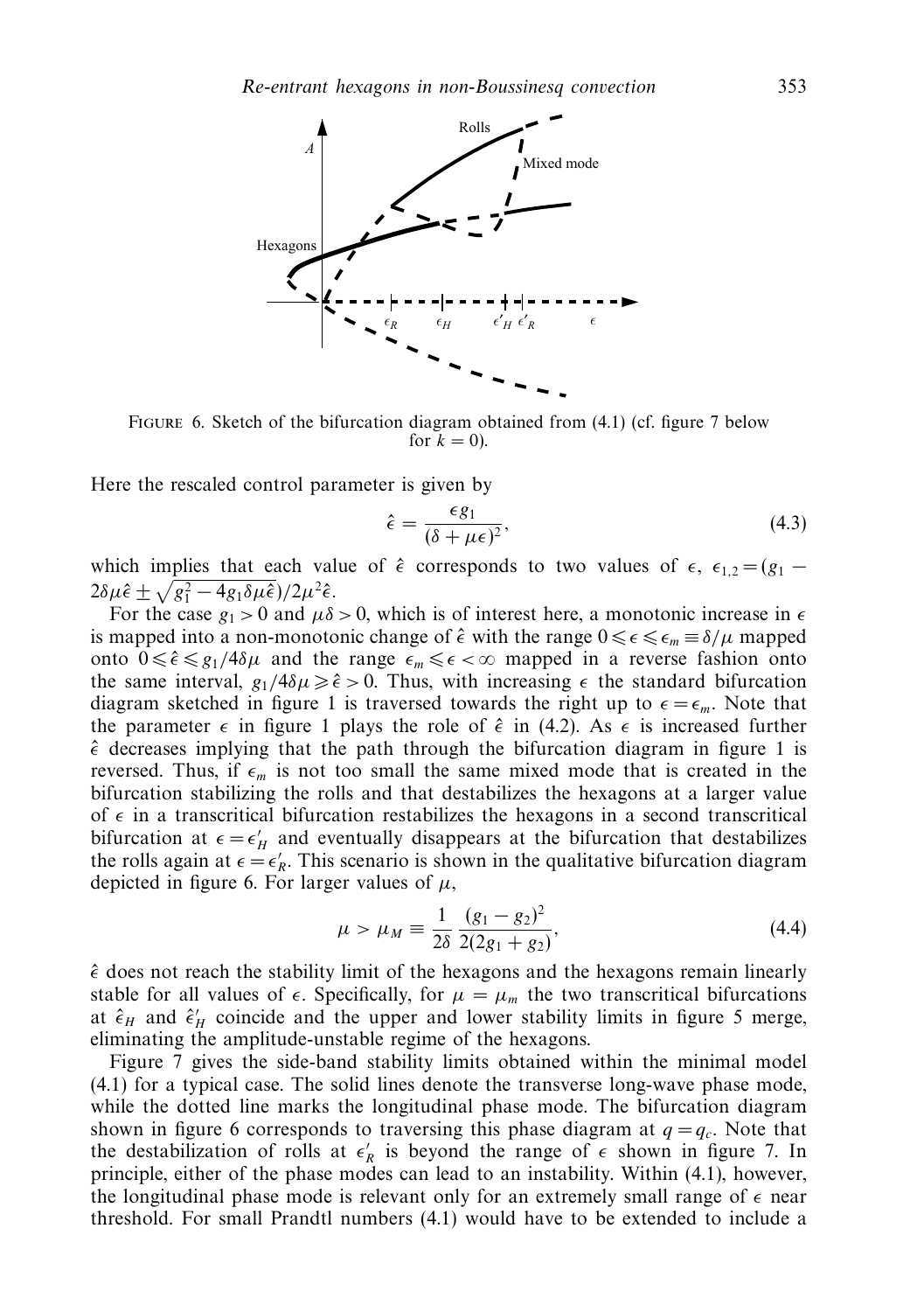FIGURE 6. Sketch of the bifurcation diagram obtained from (4.1) (cf. figure 7 below for $k = 0$).

Here the rescaled control parameter is given by

$$\hat{\epsilon} = \frac{\epsilon g_1}{(\delta + \mu\epsilon)^2}, \tag{4.3}$$

which implies that each value of $\hat{\epsilon}$ corresponds to two values of $\epsilon$, $\epsilon_{1,2} = (g_1 - 2\delta\mu\hat{\epsilon} \pm \sqrt{g_1^2 - 4g_1\delta\mu\hat{\epsilon}})/2\mu^2\hat{\epsilon}$.

For the case $g_1 > 0$ and $\mu\delta > 0$, which is of interest here, a monotonic increase in $\epsilon$ is mapped into a non-monotonic change of $\hat{\epsilon}$ with the range $0 \leqslant \epsilon \leqslant \epsilon_m \equiv \delta/\mu$ mapped onto $0 \leqslant \hat{\epsilon} \leqslant g_1/4\delta\mu$ and the range $\epsilon_m \leqslant \epsilon < \infty$ mapped in a reverse fashion onto the same interval, $g_1/4\delta\mu \geqslant \hat{\epsilon} > 0$. Thus, with increasing $\epsilon$ the standard bifurcation diagram sketched in figure 1 is traversed towards the right up to $\epsilon = \epsilon_m$. Note that the parameter $\epsilon$ in figure 1 plays the role of $\hat{\epsilon}$ in (4.2). As $\epsilon$ is increased further $\hat{\epsilon}$ decreases implying that the path through the bifurcation diagram in figure 1 is reversed. Thus, if $\epsilon_m$ is not too small the same mixed mode that is created in the bifurcation stabilizing the rolls and that destabilizes the hexagons at a larger value of $\epsilon$ in a transcritical bifurcation restabilizes the hexagons in a second transcritical bifurcation at $\epsilon = \epsilon'_H$ and eventually disappears at the bifurcation that destabilizes the rolls again at $\epsilon = \epsilon'_R$. This scenario is shown in the qualitative bifurcation diagram depicted in figure 6. For larger values of $\mu$,

$$\mu > \mu_M \equiv \frac{1}{2\delta} \frac{(g_1 - g_2)^2}{2(2g_1 + g_2)}, \tag{4.4}$$

$\hat{\epsilon}$ does not reach the stability limit of the hexagons and the hexagons remain linearly stable for all values of $\epsilon$. Specifically, for $\mu = \mu_m$ the two transcritical bifurcations at $\hat{\epsilon}_H$ and $\hat{\epsilon}'_H$ coincide and the upper and lower stability limits in figure 5 merge, eliminating the amplitude-unstable regime of the hexagons.

Figure 7 gives the side-band stability limits obtained within the minimal model (4.1) for a typical case. The solid lines denote the transverse long-wave phase mode, while the dotted line marks the longitudinal phase mode. The bifurcation diagram shown in figure 6 corresponds to traversing this phase diagram at $q = q_c$. Note that the destabilization of rolls at $\epsilon'_R$ is beyond the range of $\epsilon$ shown in figure 7. In principle, either of the phase modes can lead to an instability. Within (4.1), however, the longitudinal phase mode is relevant only for an extremely small range of $\epsilon$ near threshold. For small Prandtl numbers (4.1) would have to be extended to include a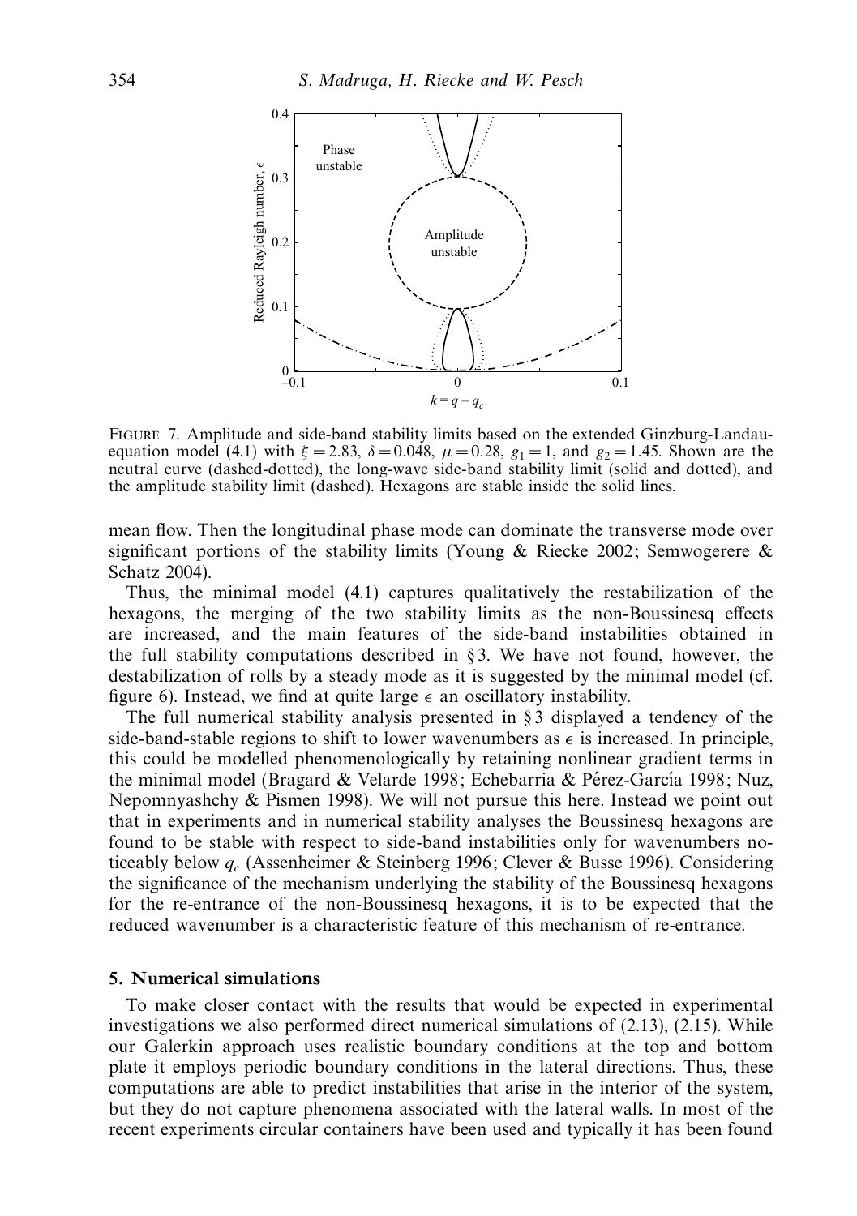FIGURE 7. Amplitude and side-band stability limits based on the extended Ginzburg-Landau-equation model (4.1) with $\xi = 2.83$, $\delta = 0.048$, $\mu = 0.28$, $g_1 = 1$, and $g_2 = 1.45$. Shown are the neutral curve (dashed-dotted), the long-wave side-band stability limit (solid and dotted), and the amplitude stability limit (dashed). Hexagons are stable inside the solid lines.

mean flow. Then the longitudinal phase mode can dominate the transverse mode over significant portions of the stability limits (Young & Riecke 2002; Semwogerere & Schatz 2004).

Thus, the minimal model (4.1) captures qualitatively the restabilization of the hexagons, the merging of the two stability limits as the non-Boussinesq effects are increased, and the main features of the side-band instabilities obtained in the full stability computations described in § 3. We have not found, however, the destabilization of rolls by a steady mode as it is suggested by the minimal model (cf. figure 6). Instead, we find at quite large $\epsilon$ an oscillatory instability.

The full numerical stability analysis presented in § 3 displayed a tendency of the side-band-stable regions to shift to lower wavenumbers as $\epsilon$ is increased. In principle, this could be modelled phenomenologically by retaining nonlinear gradient terms in the minimal model (Bragard & Velarde 1998; Echebarria & Pérez-García 1998; Nuz, Nepomnyashchy & Pismen 1998). We will not pursue this here. Instead we point out that in experiments and in numerical stability analyses the Boussinesq hexagons are found to be stable with respect to side-band instabilities only for wavenumbers noticeably below $q_c$ (Assenheimer & Steinberg 1996; Clever & Busse 1996). Considering the significance of the mechanism underlying the stability of the Boussinesq hexagons for the re-entrance of the non-Boussinesq hexagons, it is to be expected that the reduced wavenumber is a characteristic feature of this mechanism of re-entrance.

## 5. Numerical simulations

To make closer contact with the results that would be expected in experimental investigations we also performed direct numerical simulations of (2.13), (2.15). While our Galerkin approach uses realistic boundary conditions at the top and bottom plate it employs periodic boundary conditions in the lateral directions. Thus, these computations are able to predict instabilities that arise in the interior of the system, but they do not capture phenomena associated with the lateral walls. In most of the recent experiments circular containers have been used and typically it has been found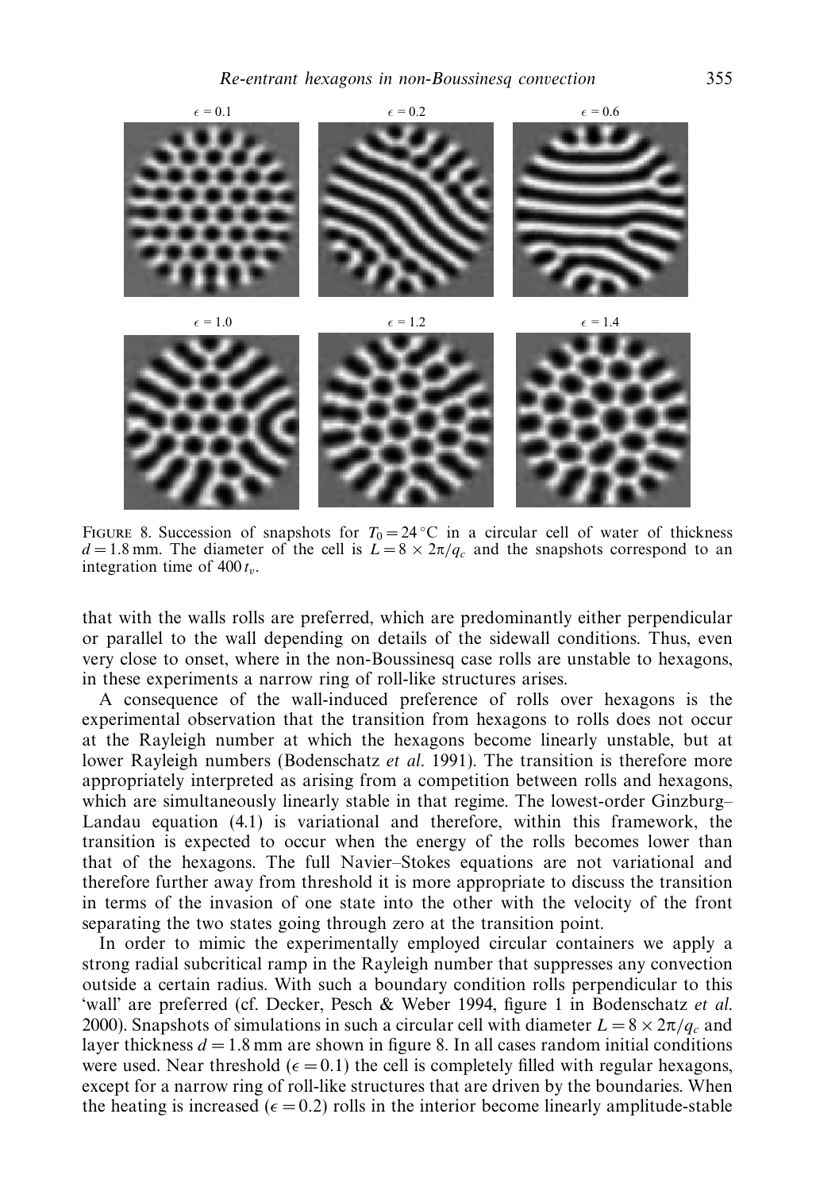FIGURE 8. Succession of snapshots for $T_0 = 24\,^{\circ}$C in a circular cell of water of thickness $d = 1.8$ mm. The diameter of the cell is $L = 8 \times 2\pi/q_c$ and the snapshots correspond to an integration time of $400\,t_v$.

that with the walls rolls are preferred, which are predominantly either perpendicular or parallel to the wall depending on details of the sidewall conditions. Thus, even very close to onset, where in the non-Boussinesq case rolls are unstable to hexagons, in these experiments a narrow ring of roll-like structures arises.

A consequence of the wall-induced preference of rolls over hexagons is the experimental observation that the transition from hexagons to rolls does not occur at the Rayleigh number at which the hexagons become linearly unstable, but at lower Rayleigh numbers (Bodenschatz *et al.* 1991). The transition is therefore more appropriately interpreted as arising from a competition between rolls and hexagons, which are simultaneously linearly stable in that regime. The lowest-order Ginzburg–Landau equation (4.1) is variational and therefore, within this framework, the transition is expected to occur when the energy of the rolls becomes lower than that of the hexagons. The full Navier–Stokes equations are not variational and therefore further away from threshold it is more appropriate to discuss the transition in terms of the invasion of one state into the other with the velocity of the front separating the two states going through zero at the transition point.

In order to mimic the experimentally employed circular containers we apply a strong radial subcritical ramp in the Rayleigh number that suppresses any convection outside a certain radius. With such a boundary condition rolls perpendicular to this 'wall' are preferred (cf. Decker, Pesch & Weber 1994, figure 1 in Bodenschatz *et al.* 2000). Snapshots of simulations in such a circular cell with diameter $L = 8 \times 2\pi/q_c$ and layer thickness $d = 1.8$ mm are shown in figure 8. In all cases random initial conditions were used. Near threshold ($\epsilon = 0.1$) the cell is completely filled with regular hexagons, except for a narrow ring of roll-like structures that are driven by the boundaries. When the heating is increased ($\epsilon = 0.2$) rolls in the interior become linearly amplitude-stable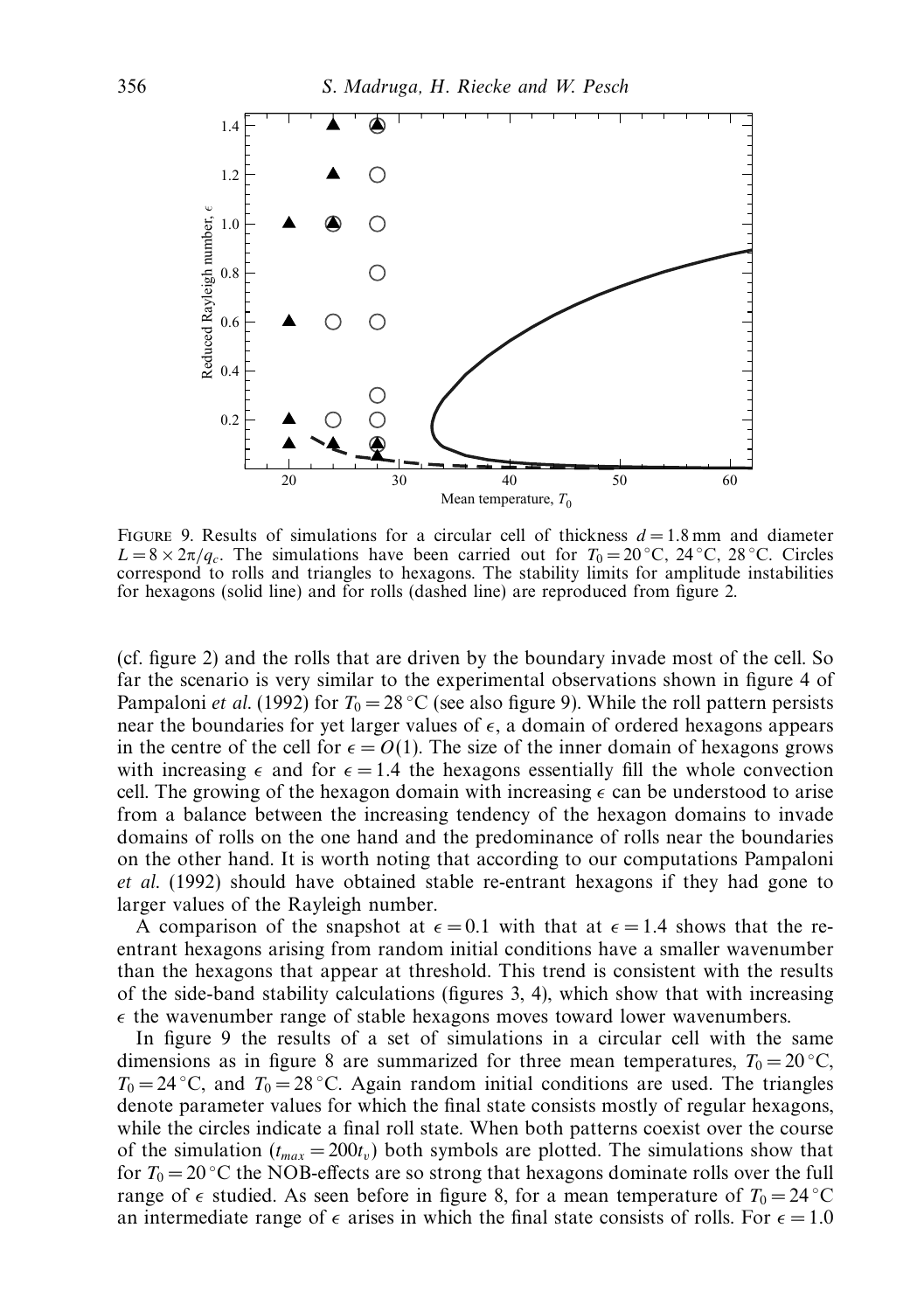FIGURE 9. Results of simulations for a circular cell of thickness $d = 1.8$ mm and diameter $L = 8 \times 2\pi/q_c$. The simulations have been carried out for $T_0 = 20\,^\circ$C, $24\,^\circ$C, $28\,^\circ$C. Circles correspond to rolls and triangles to hexagons. The stability limits for amplitude instabilities for hexagons (solid line) and for rolls (dashed line) are reproduced from figure 2.

(cf. figure 2) and the rolls that are driven by the boundary invade most of the cell. So far the scenario is very similar to the experimental observations shown in figure 4 of Pampaloni *et al.* (1992) for $T_0 = 28\,^\circ$C (see also figure 9). While the roll pattern persists near the boundaries for yet larger values of $\epsilon$, a domain of ordered hexagons appears in the centre of the cell for $\epsilon = O(1)$. The size of the inner domain of hexagons grows with increasing $\epsilon$ and for $\epsilon = 1.4$ the hexagons essentially fill the whole convection cell. The growing of the hexagon domain with increasing $\epsilon$ can be understood to arise from a balance between the increasing tendency of the hexagon domains to invade domains of rolls on the one hand and the predominance of rolls near the boundaries on the other hand. It is worth noting that according to our computations Pampaloni *et al.* (1992) should have obtained stable re-entrant hexagons if they had gone to larger values of the Rayleigh number.

A comparison of the snapshot at $\epsilon = 0.1$ with that at $\epsilon = 1.4$ shows that the re-entrant hexagons arising from random initial conditions have a smaller wavenumber than the hexagons that appear at threshold. This trend is consistent with the results of the side-band stability calculations (figures 3, 4), which show that with increasing $\epsilon$ the wavenumber range of stable hexagons moves toward lower wavenumbers.

In figure 9 the results of a set of simulations in a circular cell with the same dimensions as in figure 8 are summarized for three mean temperatures, $T_0 = 20\,^\circ$C, $T_0 = 24\,^\circ$C, and $T_0 = 28\,^\circ$C. Again random initial conditions are used. The triangles denote parameter values for which the final state consists mostly of regular hexagons, while the circles indicate a final roll state. When both patterns coexist over the course of the simulation ($t_{max} = 200t_v$) both symbols are plotted. The simulations show that for $T_0 = 20\,^\circ$C the NOB-effects are so strong that hexagons dominate rolls over the full range of $\epsilon$ studied. As seen before in figure 8, for a mean temperature of $T_0 = 24\,^\circ$C an intermediate range of $\epsilon$ arises in which the final state consists of rolls. For $\epsilon = 1.0$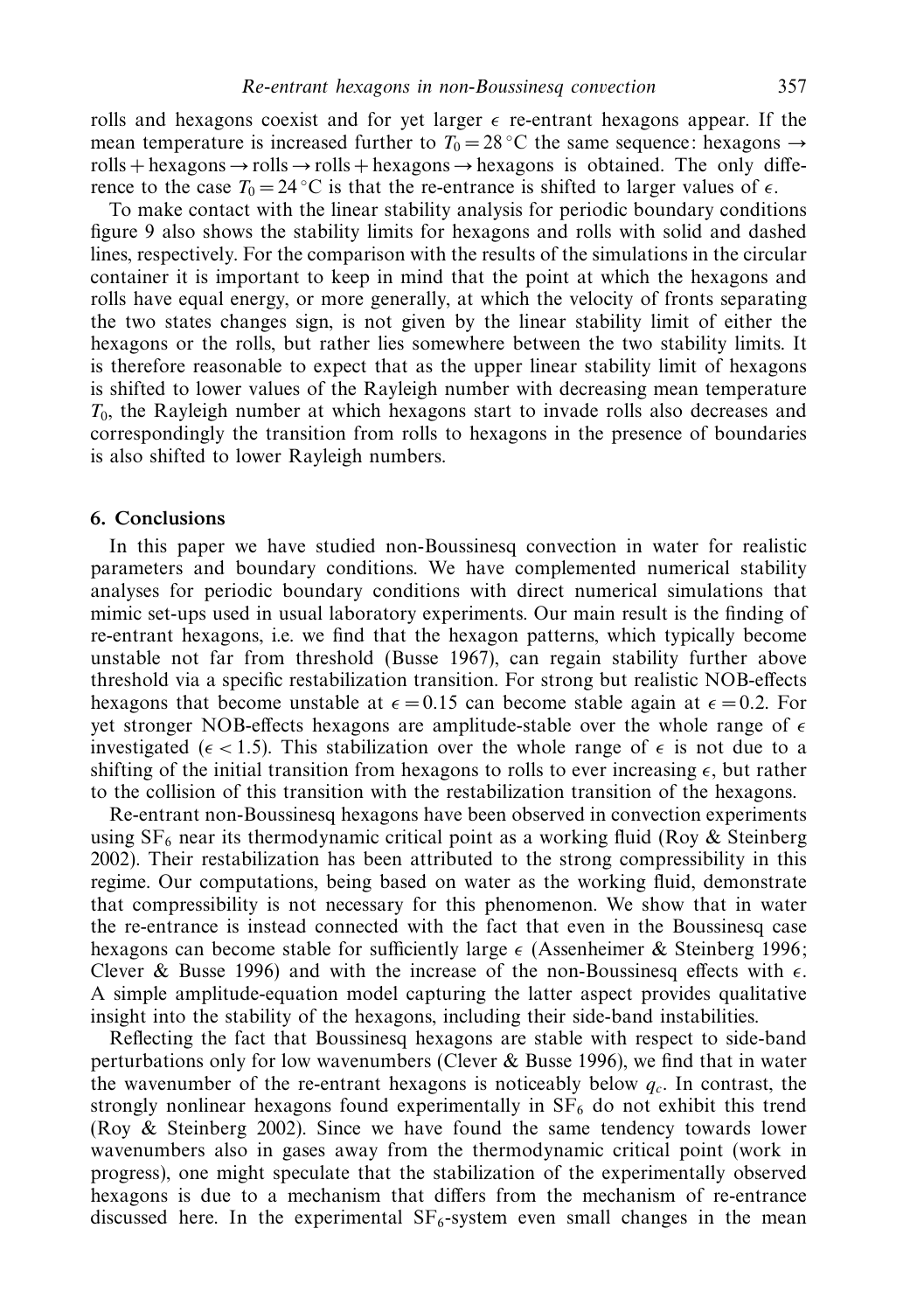rolls and hexagons coexist and for yet larger $\epsilon$ re-entrant hexagons appear. If the mean temperature is increased further to $T_0 = 28\,^{\circ}\mathrm{C}$ the same sequence: hexagons $\rightarrow$ rolls + hexagons $\rightarrow$ rolls $\rightarrow$ rolls + hexagons $\rightarrow$ hexagons is obtained. The only difference to the case $T_0 = 24\,^{\circ}\mathrm{C}$ is that the re-entrance is shifted to larger values of $\epsilon$.

To make contact with the linear stability analysis for periodic boundary conditions figure 9 also shows the stability limits for hexagons and rolls with solid and dashed lines, respectively. For the comparison with the results of the simulations in the circular container it is important to keep in mind that the point at which the hexagons and rolls have equal energy, or more generally, at which the velocity of fronts separating the two states changes sign, is not given by the linear stability limit of either the hexagons or the rolls, but rather lies somewhere between the two stability limits. It is therefore reasonable to expect that as the upper linear stability limit of hexagons is shifted to lower values of the Rayleigh number with decreasing mean temperature $T_0$, the Rayleigh number at which hexagons start to invade rolls also decreases and correspondingly the transition from rolls to hexagons in the presence of boundaries is also shifted to lower Rayleigh numbers.

## 6. Conclusions

In this paper we have studied non-Boussinesq convection in water for realistic parameters and boundary conditions. We have complemented numerical stability analyses for periodic boundary conditions with direct numerical simulations that mimic set-ups used in usual laboratory experiments. Our main result is the finding of re-entrant hexagons, i.e. we find that the hexagon patterns, which typically become unstable not far from threshold (Busse 1967), can regain stability further above threshold via a specific restabilization transition. For strong but realistic NOB-effects hexagons that become unstable at $\epsilon = 0.15$ can become stable again at $\epsilon = 0.2$. For yet stronger NOB-effects hexagons are amplitude-stable over the whole range of $\epsilon$ investigated ($\epsilon < 1.5$). This stabilization over the whole range of $\epsilon$ is not due to a shifting of the initial transition from hexagons to rolls to ever increasing $\epsilon$, but rather to the collision of this transition with the restabilization transition of the hexagons.

Re-entrant non-Boussinesq hexagons have been observed in convection experiments using $SF_6$ near its thermodynamic critical point as a working fluid (Roy & Steinberg 2002). Their restabilization has been attributed to the strong compressibility in this regime. Our computations, being based on water as the working fluid, demonstrate that compressibility is not necessary for this phenomenon. We show that in water the re-entrance is instead connected with the fact that even in the Boussinesq case hexagons can become stable for sufficiently large $\epsilon$ (Assenheimer & Steinberg 1996; Clever & Busse 1996) and with the increase of the non-Boussinesq effects with $\epsilon$. A simple amplitude-equation model capturing the latter aspect provides qualitative insight into the stability of the hexagons, including their side-band instabilities.

Reflecting the fact that Boussinesq hexagons are stable with respect to side-band perturbations only for low wavenumbers (Clever & Busse 1996), we find that in water the wavenumber of the re-entrant hexagons is noticeably below $q_c$. In contrast, the strongly nonlinear hexagons found experimentally in $SF_6$ do not exhibit this trend (Roy & Steinberg 2002). Since we have found the same tendency towards lower wavenumbers also in gases away from the thermodynamic critical point (work in progress), one might speculate that the stabilization of the experimentally observed hexagons is due to a mechanism that differs from the mechanism of re-entrance discussed here. In the experimental $SF_6$-system even small changes in the mean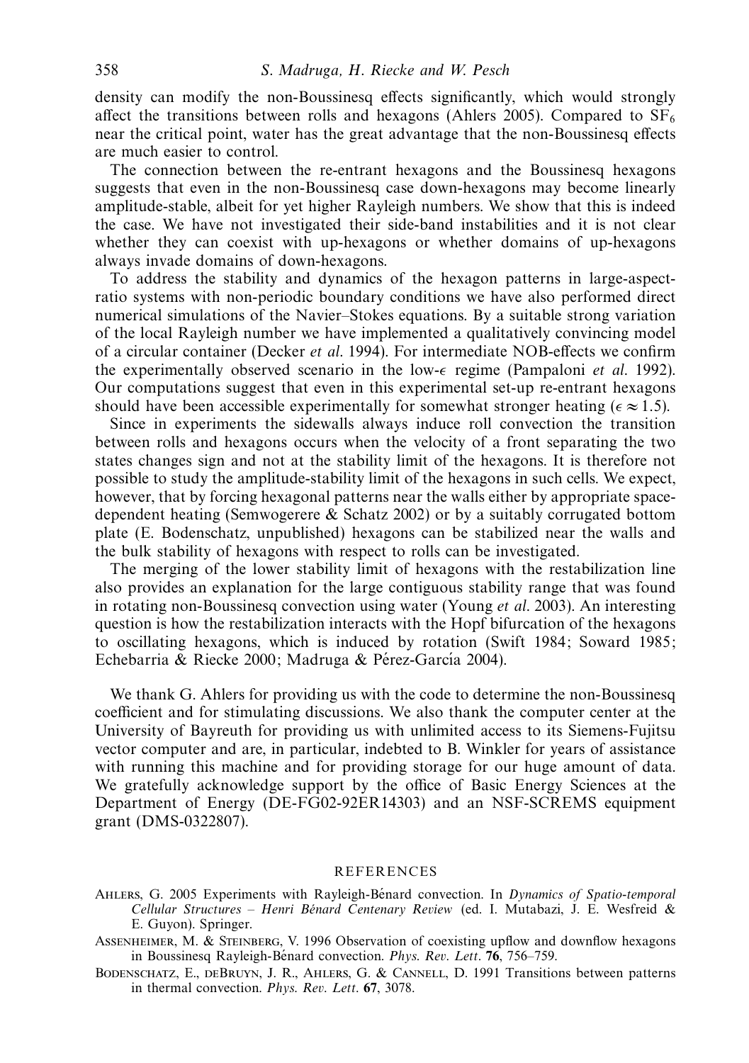density can modify the non-Boussinesq effects significantly, which would strongly affect the transitions between rolls and hexagons (Ahlers 2005). Compared to $SF_6$ near the critical point, water has the great advantage that the non-Boussinesq effects are much easier to control.

The connection between the re-entrant hexagons and the Boussinesq hexagons suggests that even in the non-Boussinesq case down-hexagons may become linearly amplitude-stable, albeit for yet higher Rayleigh numbers. We show that this is indeed the case. We have not investigated their side-band instabilities and it is not clear whether they can coexist with up-hexagons or whether domains of up-hexagons always invade domains of down-hexagons.

To address the stability and dynamics of the hexagon patterns in large-aspect-ratio systems with non-periodic boundary conditions we have also performed direct numerical simulations of the Navier–Stokes equations. By a suitable strong variation of the local Rayleigh number we have implemented a qualitatively convincing model of a circular container (Decker *et al.* 1994). For intermediate NOB-effects we confirm the experimentally observed scenario in the low-$\epsilon$ regime (Pampaloni *et al.* 1992). Our computations suggest that even in this experimental set-up re-entrant hexagons should have been accessible experimentally for somewhat stronger heating ($\epsilon \approx 1.5$).

Since in experiments the sidewalls always induce roll convection the transition between rolls and hexagons occurs when the velocity of a front separating the two states changes sign and not at the stability limit of the hexagons. It is therefore not possible to study the amplitude-stability limit of the hexagons in such cells. We expect, however, that by forcing hexagonal patterns near the walls either by appropriate space-dependent heating (Semwogerere & Schatz 2002) or by a suitably corrugated bottom plate (E. Bodenschatz, unpublished) hexagons can be stabilized near the walls and the bulk stability of hexagons with respect to rolls can be investigated.

The merging of the lower stability limit of hexagons with the restabilization line also provides an explanation for the large contiguous stability range that was found in rotating non-Boussinesq convection using water (Young *et al.* 2003). An interesting question is how the restabilization interacts with the Hopf bifurcation of the hexagons to oscillating hexagons, which is induced by rotation (Swift 1984; Soward 1985; Echebarria & Riecke 2000; Madruga & Pérez-García 2004).

We thank G. Ahlers for providing us with the code to determine the non-Boussinesq coefficient and for stimulating discussions. We also thank the computer center at the University of Bayreuth for providing us with unlimited access to its Siemens-Fujitsu vector computer and are, in particular, indebted to B. Winkler for years of assistance with running this machine and for providing storage for our huge amount of data. We gratefully acknowledge support by the office of Basic Energy Sciences at the Department of Energy (DE-FG02-92ER14303) and an NSF-SCREMS equipment grant (DMS-0322807).

## REFERENCES

Ahlers, G. 2005 Experiments with Rayleigh-Bénard convection. In *Dynamics of Spatio-temporal Cellular Structures – Henri Bénard Centenary Review* (ed. I. Mutabazi, J. E. Wesfreid & E. Guyon). Springer.

Assenheimer, M. & Steinberg, V. 1996 Observation of coexisting upflow and downflow hexagons in Boussinesq Rayleigh-Bénard convection. *Phys. Rev. Lett.* **76**, 756–759.

Bodenschatz, E., deBruyn, J. R., Ahlers, G. & Cannell, D. 1991 Transitions between patterns in thermal convection. *Phys. Rev. Lett.* **67**, 3078.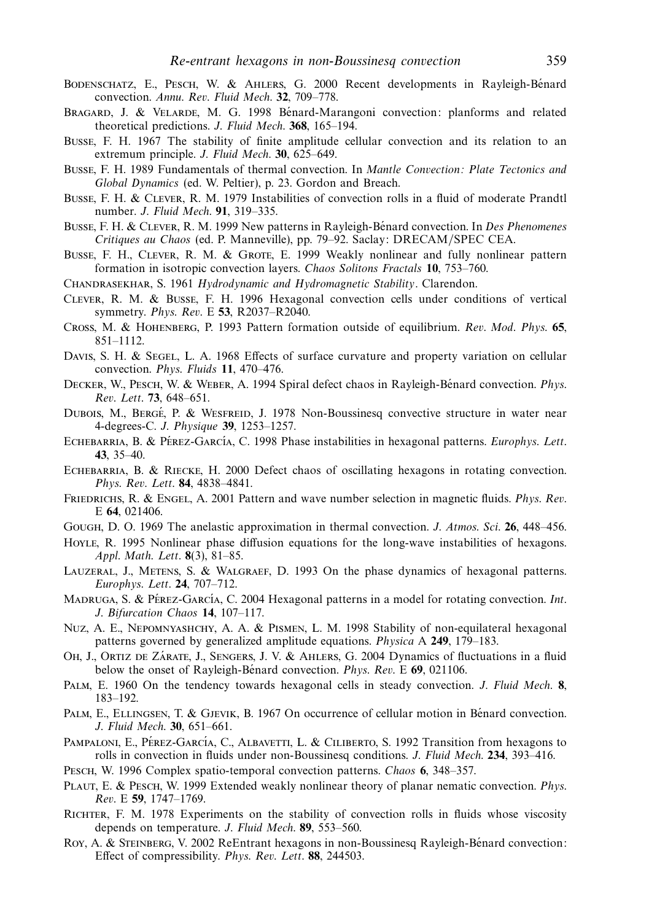Bodenschatz, E., Pesch, W. & Ahlers, G. 2000 Recent developments in Rayleigh-Bénard convection. *Annu. Rev. Fluid Mech.* **32**, 709–778.

Bragard, J. & Velarde, M. G. 1998 Bénard-Marangoni convection: planforms and related theoretical predictions. *J. Fluid Mech.* **368**, 165–194.

Busse, F. H. 1967 The stability of finite amplitude cellular convection and its relation to an extremum principle. *J. Fluid Mech.* **30**, 625–649.

Busse, F. H. 1989 Fundamentals of thermal convection. In *Mantle Convection: Plate Tectonics and Global Dynamics* (ed. W. Peltier), p. 23. Gordon and Breach.

Busse, F. H. & Clever, R. M. 1979 Instabilities of convection rolls in a fluid of moderate Prandtl number. *J. Fluid Mech.* **91**, 319–335.

Busse, F. H. & Clever, R. M. 1999 New patterns in Rayleigh-Bénard convection. In *Des Phenomenes Critiques au Chaos* (ed. P. Manneville), pp. 79–92. Saclay: DRECAM/SPEC CEA.

Busse, F. H., Clever, R. M. & Grote, E. 1999 Weakly nonlinear and fully nonlinear pattern formation in isotropic convection layers. *Chaos Solitons Fractals* **10**, 753–760.

Chandrasekhar, S. 1961 *Hydrodynamic and Hydromagnetic Stability*. Clarendon.

Clever, R. M. & Busse, F. H. 1996 Hexagonal convection cells under conditions of vertical symmetry. *Phys. Rev.* E **53**, R2037–R2040.

Cross, M. & Hohenberg, P. 1993 Pattern formation outside of equilibrium. *Rev. Mod. Phys.* **65**, 851–1112.

Davis, S. H. & Segel, L. A. 1968 Effects of surface curvature and property variation on cellular convection. *Phys. Fluids* **11**, 470–476.

Decker, W., Pesch, W. & Weber, A. 1994 Spiral defect chaos in Rayleigh-Bénard convection. *Phys. Rev. Lett.* **73**, 648–651.

Dubois, M., Bergé, P. & Wesfreid, J. 1978 Non-Boussinesq convective structure in water near 4-degrees-C. *J. Physique* **39**, 1253–1257.

Echebarria, B. & Pérez-García, C. 1998 Phase instabilities in hexagonal patterns. *Europhys. Lett.* **43**, 35–40.

Echebarria, B. & Riecke, H. 2000 Defect chaos of oscillating hexagons in rotating convection. *Phys. Rev. Lett.* **84**, 4838–4841.

Friedrichs, R. & Engel, A. 2001 Pattern and wave number selection in magnetic fluids. *Phys. Rev.* E **64**, 021406.

Gough, D. O. 1969 The anelastic approximation in thermal convection. *J. Atmos. Sci.* **26**, 448–456.

Hoyle, R. 1995 Nonlinear phase diffusion equations for the long-wave instabilities of hexagons. *Appl. Math. Lett.* **8**(3), 81–85.

Lauzeral, J., Metens, S. & Walgraef, D. 1993 On the phase dynamics of hexagonal patterns. *Europhys. Lett.* **24**, 707–712.

Madruga, S. & Pérez-García, C. 2004 Hexagonal patterns in a model for rotating convection. *Int. J. Bifurcation Chaos* **14**, 107–117.

Nuz, A. E., Nepomnyashchy, A. A. & Pismen, L. M. 1998 Stability of non-equilateral hexagonal patterns governed by generalized amplitude equations. *Physica* A **249**, 179–183.

Oh, J., Ortiz de Zárate, J., Sengers, J. V. & Ahlers, G. 2004 Dynamics of fluctuations in a fluid below the onset of Rayleigh-Bénard convection. *Phys. Rev.* E **69**, 021106.

Palm, E. 1960 On the tendency towards hexagonal cells in steady convection. *J. Fluid Mech.* **8**, 183–192.

Palm, E., Ellingsen, T. & Gjevik, B. 1967 On occurrence of cellular motion in Bénard convection. *J. Fluid Mech.* **30**, 651–661.

Pampaloni, E., Pérez-García, C., Albavetti, L. & Ciliberto, S. 1992 Transition from hexagons to rolls in convection in fluids under non-Boussinesq conditions. *J. Fluid Mech.* **234**, 393–416.

Pesch, W. 1996 Complex spatio-temporal convection patterns. *Chaos* **6**, 348–357.

Plaut, E. & Pesch, W. 1999 Extended weakly nonlinear theory of planar nematic convection. *Phys. Rev.* E **59**, 1747–1769.

Richter, F. M. 1978 Experiments on the stability of convection rolls in fluids whose viscosity depends on temperature. *J. Fluid Mech.* **89**, 553–560.

Roy, A. & Steinberg, V. 2002 ReEntrant hexagons in non-Boussinesq Rayleigh-Bénard convection: Effect of compressibility. *Phys. Rev. Lett.* **88**, 244503.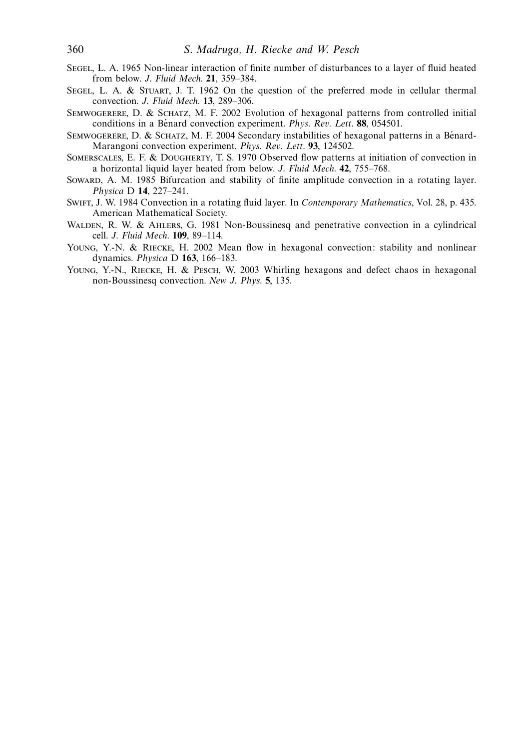Segel, L. A. 1965 Non-linear interaction of finite number of disturbances to a layer of fluid heated from below. *J. Fluid Mech.* **21**, 359–384.

Segel, L. A. & Stuart, J. T. 1962 On the question of the preferred mode in cellular thermal convection. *J. Fluid Mech.* **13**, 289–306.

Semwogerere, D. & Schatz, M. F. 2002 Evolution of hexagonal patterns from controlled initial conditions in a Bénard convection experiment. *Phys. Rev. Lett.* **88**, 054501.

Semwogerere, D. & Schatz, M. F. 2004 Secondary instabilities of hexagonal patterns in a Bénard-Marangoni convection experiment. *Phys. Rev. Lett.* **93**, 124502.

Somerscales, E. F. & Dougherty, T. S. 1970 Observed flow patterns at initiation of convection in a horizontal liquid layer heated from below. *J. Fluid Mech.* **42**, 755–768.

Soward, A. M. 1985 Bifurcation and stability of finite amplitude convection in a rotating layer. *Physica* D **14**, 227–241.

Swift, J. W. 1984 Convection in a rotating fluid layer. In *Contemporary Mathematics*, Vol. 28, p. 435. American Mathematical Society.

Walden, R. W. & Ahlers, G. 1981 Non-Boussinesq and penetrative convection in a cylindrical cell. *J. Fluid Mech.* **109**, 89–114.

Young, Y.-N. & Riecke, H. 2002 Mean flow in hexagonal convection: stability and nonlinear dynamics. *Physica* D **163**, 166–183.

Young, Y.-N., Riecke, H. & Pesch, W. 2003 Whirling hexagons and defect chaos in hexagonal non-Boussinesq convection. *New J. Phys.* **5**, 135.